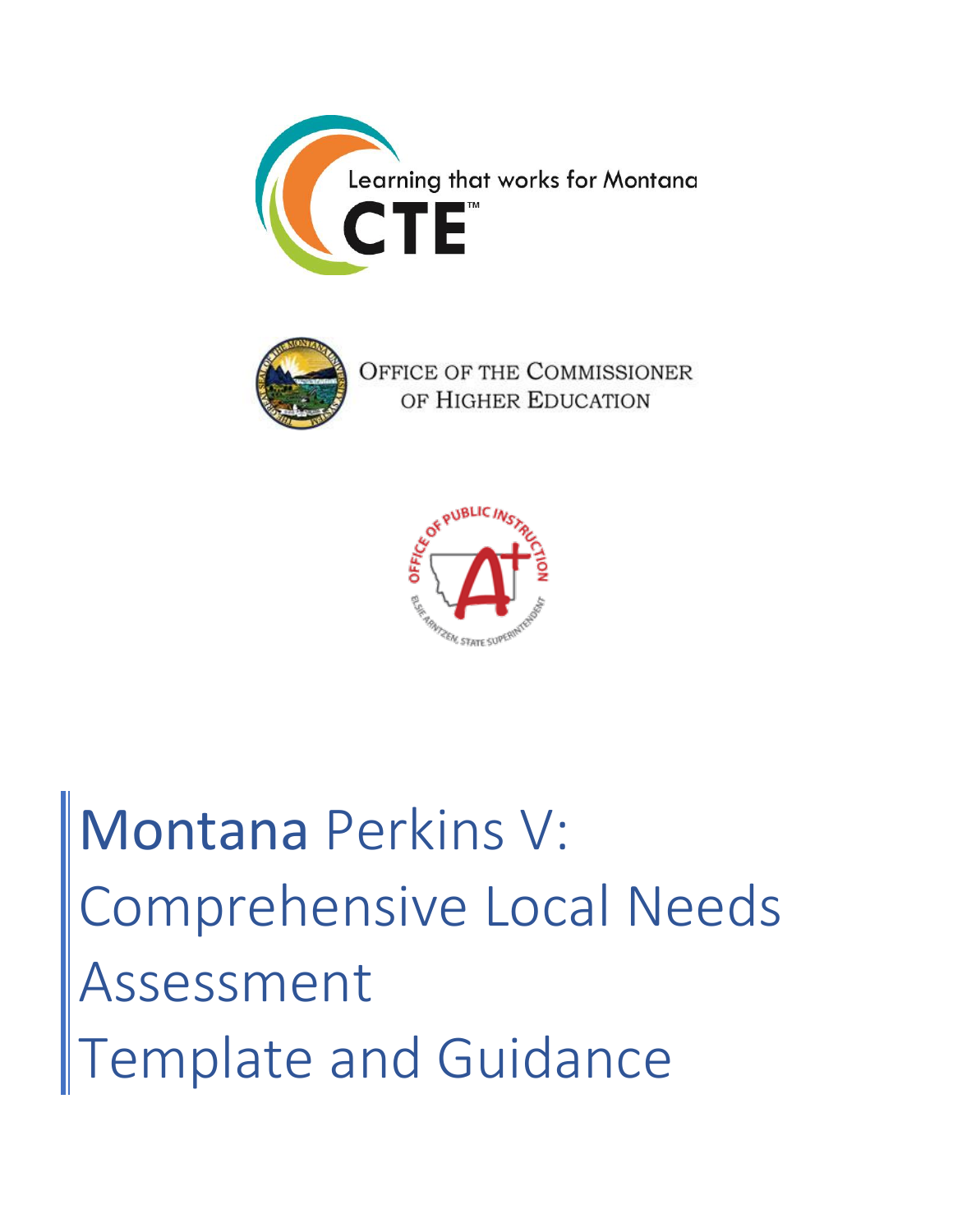Learning that works for Montana

CTE™

OFFICE OF THE COMMISSIONER OF HIGHER EDUCATION

# Montana Perkins V: Comprehensive Local Needs Assessment Template and Guidance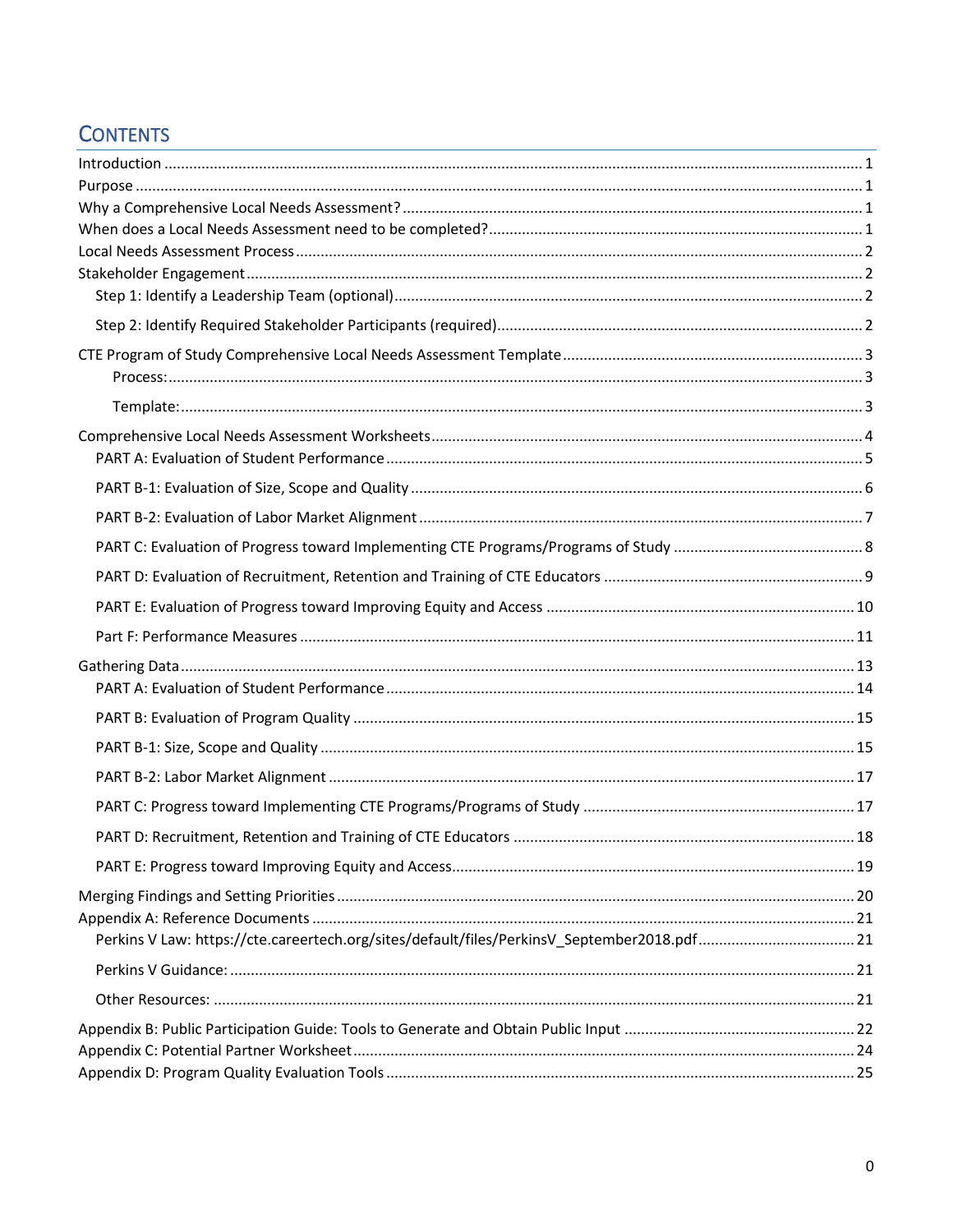# CONTENTS

- Introduction ........ 1
- Purpose ........ 1
- Why a Comprehensive Local Needs Assessment? ........ 1
- When does a Local Needs Assessment need to be completed? ........ 1
- Local Needs Assessment Process ........ 2
- Stakeholder Engagement ........ 2
  - Step 1: Identify a Leadership Team (optional) ........ 2
  - Step 2: Identify Required Stakeholder Participants (required) ........ 2
- CTE Program of Study Comprehensive Local Needs Assessment Template ........ 3
  - Process: ........ 3
  - Template: ........ 3
- Comprehensive Local Needs Assessment Worksheets ........ 4
  - PART A: Evaluation of Student Performance ........ 5
  - PART B-1: Evaluation of Size, Scope and Quality ........ 6
  - PART B-2: Evaluation of Labor Market Alignment ........ 7
  - PART C: Evaluation of Progress toward Implementing CTE Programs/Programs of Study ........ 8
  - PART D: Evaluation of Recruitment, Retention and Training of CTE Educators ........ 9
  - PART E: Evaluation of Progress toward Improving Equity and Access ........ 10
  - Part F: Performance Measures ........ 11
- Gathering Data ........ 13
  - PART A: Evaluation of Student Performance ........ 14
  - PART B: Evaluation of Program Quality ........ 15
  - PART B-1: Size, Scope and Quality ........ 15
  - PART B-2: Labor Market Alignment ........ 17
  - PART C: Progress toward Implementing CTE Programs/Programs of Study ........ 17
  - PART D: Recruitment, Retention and Training of CTE Educators ........ 18
  - PART E: Progress toward Improving Equity and Access ........ 19
- Merging Findings and Setting Priorities ........ 20
- Appendix A: Reference Documents ........ 21
  - Perkins V Law: https://cte.careertech.org/sites/default/files/PerkinsV_September2018.pdf ........ 21
  - Perkins V Guidance: ........ 21
  - Other Resources: ........ 21
- Appendix B: Public Participation Guide: Tools to Generate and Obtain Public Input ........ 22
- Appendix C: Potential Partner Worksheet ........ 24
- Appendix D: Program Quality Evaluation Tools ........ 25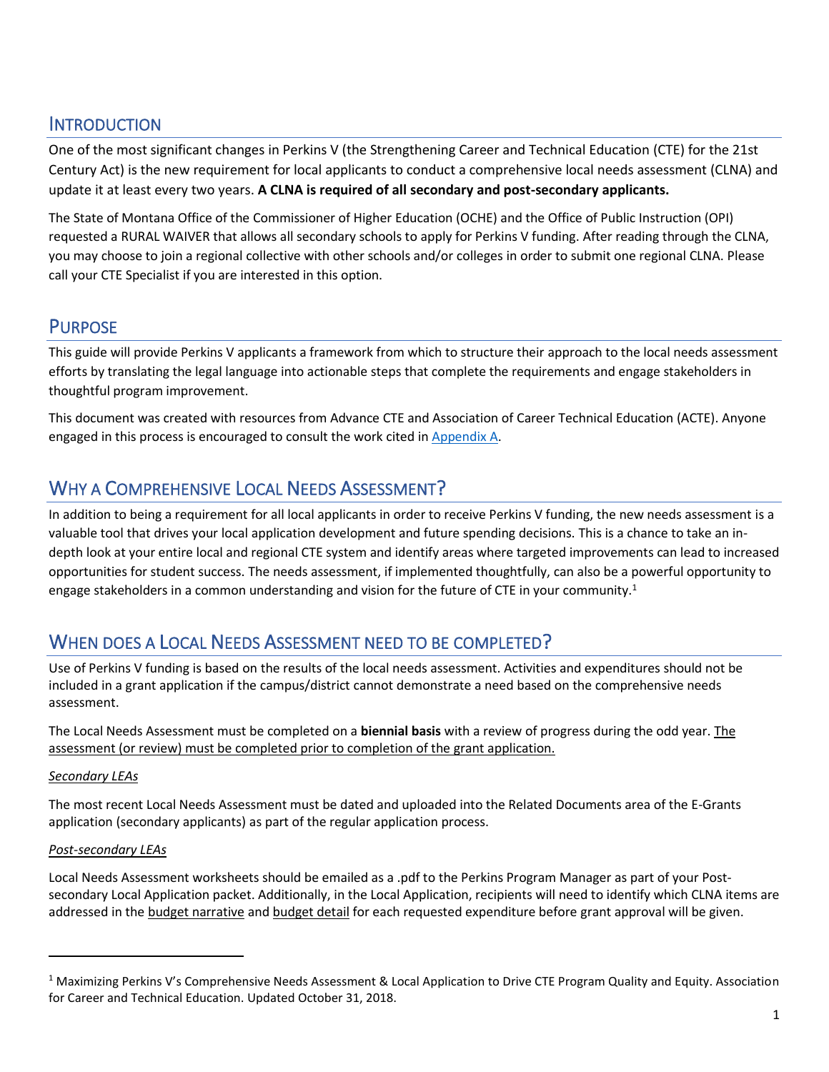## Introduction

One of the most significant changes in Perkins V (the Strengthening Career and Technical Education (CTE) for the 21st Century Act) is the new requirement for local applicants to conduct a comprehensive local needs assessment (CLNA) and update it at least every two years. **A CLNA is required of all secondary and post-secondary applicants.**

The State of Montana Office of the Commissioner of Higher Education (OCHE) and the Office of Public Instruction (OPI) requested a RURAL WAIVER that allows all secondary schools to apply for Perkins V funding. After reading through the CLNA, you may choose to join a regional collective with other schools and/or colleges in order to submit one regional CLNA. Please call your CTE Specialist if you are interested in this option.

## Purpose

This guide will provide Perkins V applicants a framework from which to structure their approach to the local needs assessment efforts by translating the legal language into actionable steps that complete the requirements and engage stakeholders in thoughtful program improvement.

This document was created with resources from Advance CTE and Association of Career Technical Education (ACTE). Anyone engaged in this process is encouraged to consult the work cited in Appendix A.

## Why a Comprehensive Local Needs Assessment?

In addition to being a requirement for all local applicants in order to receive Perkins V funding, the new needs assessment is a valuable tool that drives your local application development and future spending decisions. This is a chance to take an in-depth look at your entire local and regional CTE system and identify areas where targeted improvements can lead to increased opportunities for student success. The needs assessment, if implemented thoughtfully, can also be a powerful opportunity to engage stakeholders in a common understanding and vision for the future of CTE in your community.[1]

## When does a Local Needs Assessment need to be completed?

Use of Perkins V funding is based on the results of the local needs assessment. Activities and expenditures should not be included in a grant application if the campus/district cannot demonstrate a need based on the comprehensive needs assessment.

The Local Needs Assessment must be completed on a **biennial basis** with a review of progress during the odd year. The assessment (or review) must be completed prior to completion of the grant application.

*Secondary LEAs*

The most recent Local Needs Assessment must be dated and uploaded into the Related Documents area of the E-Grants application (secondary applicants) as part of the regular application process.

*Post-secondary LEAs*

Local Needs Assessment worksheets should be emailed as a .pdf to the Perkins Program Manager as part of your Post-secondary Local Application packet. Additionally, in the Local Application, recipients will need to identify which CLNA items are addressed in the budget narrative and budget detail for each requested expenditure before grant approval will be given.

---

[1] Maximizing Perkins V's Comprehensive Needs Assessment & Local Application to Drive CTE Program Quality and Equity. Association for Career and Technical Education. Updated October 31, 2018.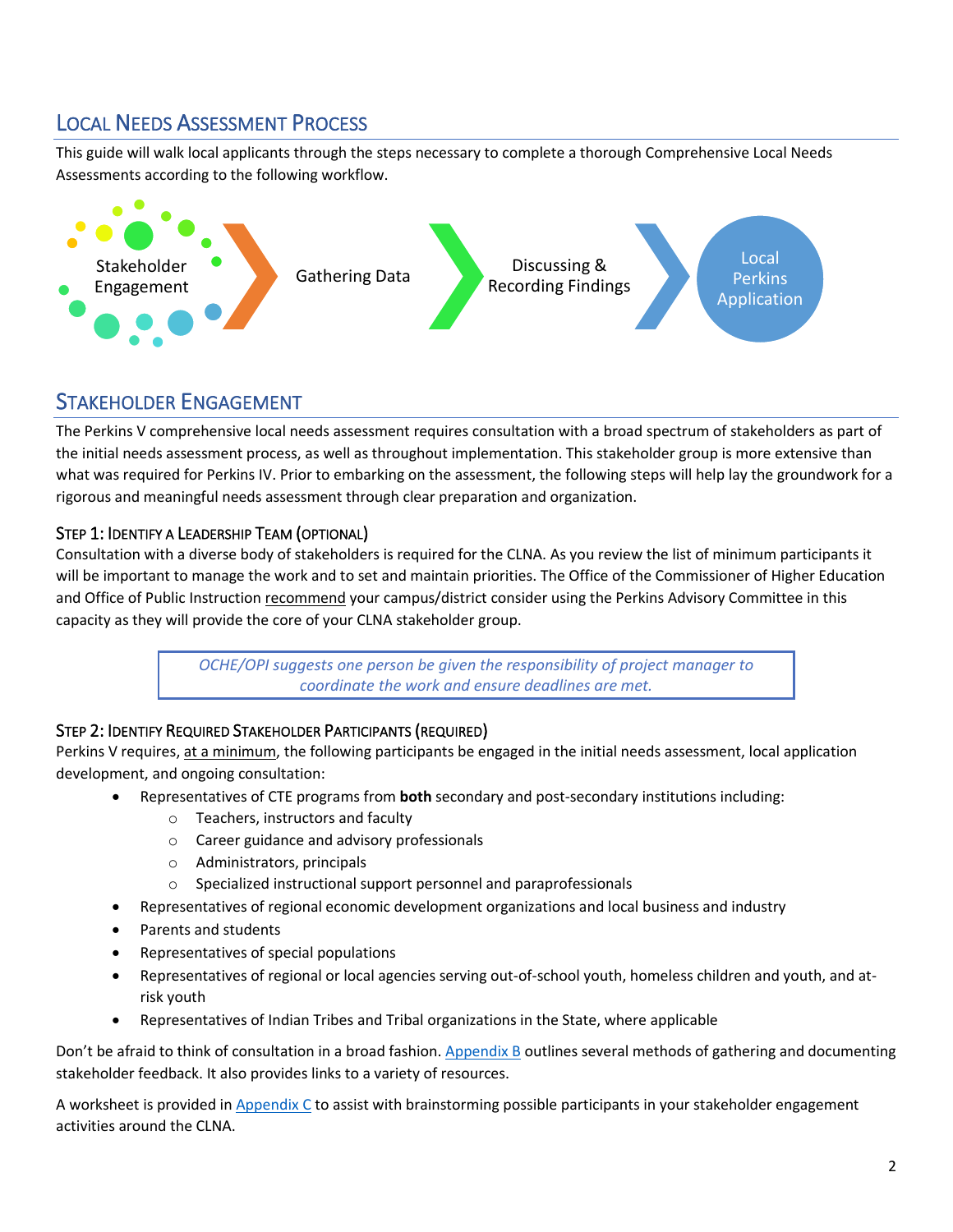## Local Needs Assessment Process

This guide will walk local applicants through the steps necessary to complete a thorough Comprehensive Local Needs Assessments according to the following workflow.

Stakeholder Engagement → Gathering Data → Discussing & Recording Findings → Local Perkins Application

## Stakeholder Engagement

The Perkins V comprehensive local needs assessment requires consultation with a broad spectrum of stakeholders as part of the initial needs assessment process, as well as throughout implementation. This stakeholder group is more extensive than what was required for Perkins IV. Prior to embarking on the assessment, the following steps will help lay the groundwork for a rigorous and meaningful needs assessment through clear preparation and organization.

### Step 1: Identify a Leadership Team (optional)

Consultation with a diverse body of stakeholders is required for the CLNA. As you review the list of minimum participants it will be important to manage the work and to set and maintain priorities. The Office of the Commissioner of Higher Education and Office of Public Instruction recommend your campus/district consider using the Perkins Advisory Committee in this capacity as they will provide the core of your CLNA stakeholder group.

> *OCHE/OPI suggests one person be given the responsibility of project manager to coordinate the work and ensure deadlines are met.*

### Step 2: Identify Required Stakeholder Participants (required)

Perkins V requires, at a minimum, the following participants be engaged in the initial needs assessment, local application development, and ongoing consultation:

- Representatives of CTE programs from **both** secondary and post-secondary institutions including:
  - Teachers, instructors and faculty
  - Career guidance and advisory professionals
  - Administrators, principals
  - Specialized instructional support personnel and paraprofessionals
- Representatives of regional economic development organizations and local business and industry
- Parents and students
- Representatives of special populations
- Representatives of regional or local agencies serving out-of-school youth, homeless children and youth, and at-risk youth
- Representatives of Indian Tribes and Tribal organizations in the State, where applicable

Don't be afraid to think of consultation in a broad fashion. Appendix B outlines several methods of gathering and documenting stakeholder feedback. It also provides links to a variety of resources.

A worksheet is provided in Appendix C to assist with brainstorming possible participants in your stakeholder engagement activities around the CLNA.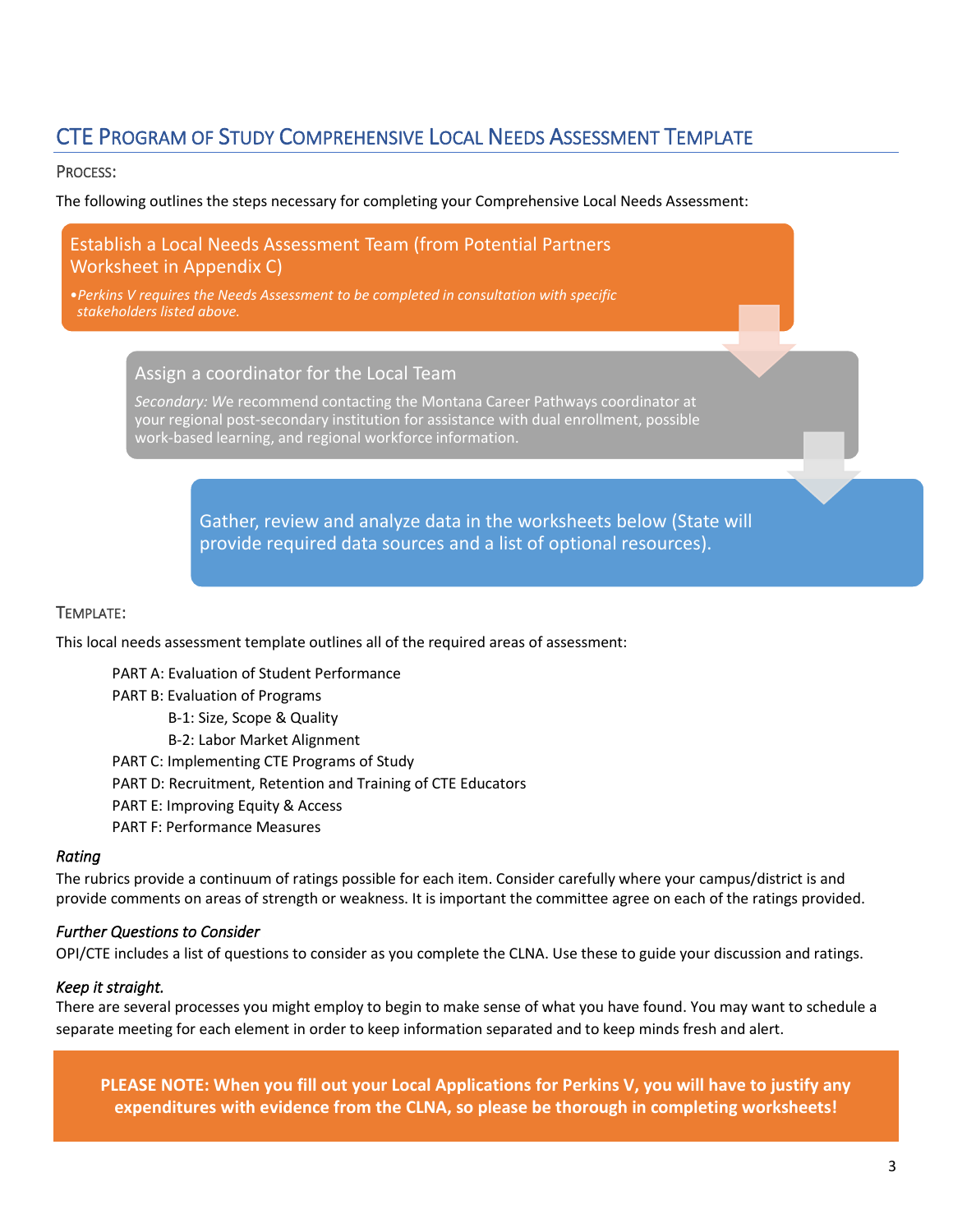## CTE Program of Study Comprehensive Local Needs Assessment Template

### Process:

The following outlines the steps necessary for completing your Comprehensive Local Needs Assessment:

**Establish a Local Needs Assessment Team (from Potential Partners Worksheet in Appendix C)**

- *Perkins V requires the Needs Assessment to be completed in consultation with specific stakeholders listed above.*

**Assign a coordinator for the Local Team**

*Secondary: We* recommend contacting the Montana Career Pathways coordinator at your regional post-secondary institution for assistance with dual enrollment, possible work-based learning, and regional workforce information.

**Gather, review and analyze data in the worksheets below (State will provide required data sources and a list of optional resources).**

### Template:

This local needs assessment template outlines all of the required areas of assessment:

- PART A: Evaluation of Student Performance
- PART B: Evaluation of Programs
  - B-1: Size, Scope & Quality
  - B-2: Labor Market Alignment
- PART C: Implementing CTE Programs of Study
- PART D: Recruitment, Retention and Training of CTE Educators
- PART E: Improving Equity & Access
- PART F: Performance Measures

*Rating*

The rubrics provide a continuum of ratings possible for each item. Consider carefully where your campus/district is and provide comments on areas of strength or weakness. It is important the committee agree on each of the ratings provided.

*Further Questions to Consider*

OPI/CTE includes a list of questions to consider as you complete the CLNA. Use these to guide your discussion and ratings.

*Keep it straight.*

There are several processes you might employ to begin to make sense of what you have found. You may want to schedule a separate meeting for each element in order to keep information separated and to keep minds fresh and alert.

**PLEASE NOTE: When you fill out your Local Applications for Perkins V, you will have to justify any expenditures with evidence from the CLNA, so please be thorough in completing worksheets!**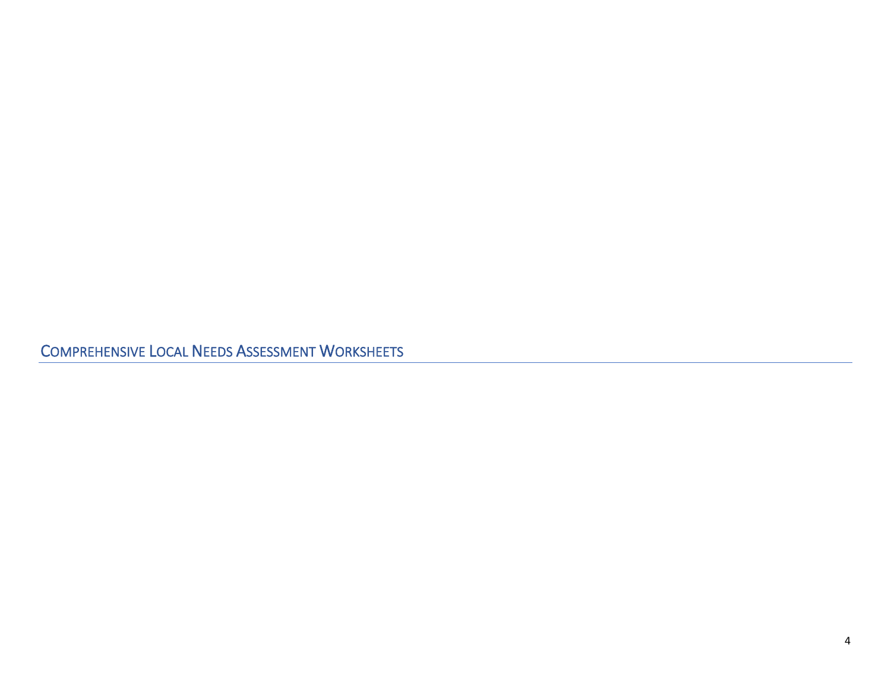# Comprehensive Local Needs Assessment Worksheets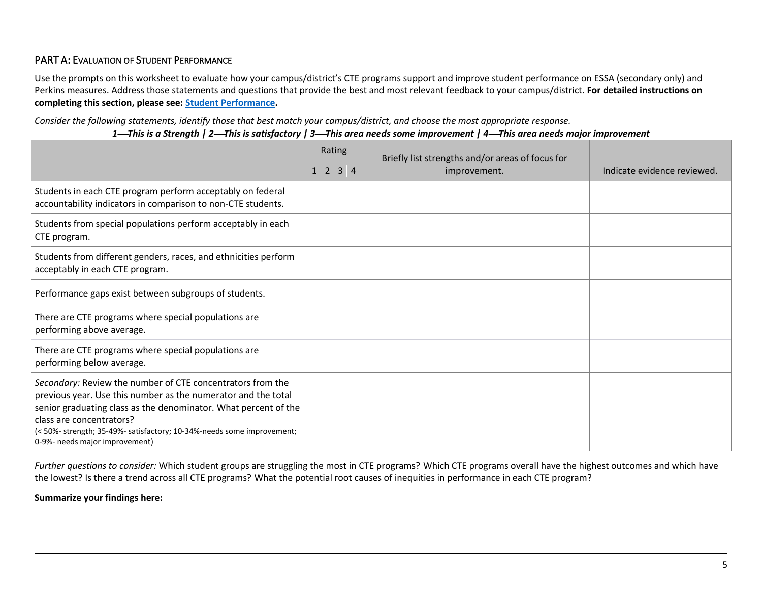## PART A: Evaluation of Student Performance

Use the prompts on this worksheet to evaluate how your campus/district's CTE programs support and improve student performance on ESSA (secondary only) and Perkins measures. Address those statements and questions that provide the best and most relevant feedback to your campus/district. **For detailed instructions on completing this section, please see: Student Performance.**

*Consider the following statements, identify those that best match your campus/district, and choose the most appropriate response.*

***1—This is a Strength | 2—This is satisfactory | 3—This area needs some improvement | 4—This area needs major improvement***

| | Rating | | | | Briefly list strengths and/or areas of focus for improvement. | Indicate evidence reviewed. |
|---|---|---|---|---|---|---|
| | 1 | 2 | 3 | 4 | | |
| Students in each CTE program perform acceptably on federal accountability indicators in comparison to non-CTE students. | | | | | | |
| Students from special populations perform acceptably in each CTE program. | | | | | | |
| Students from different genders, races, and ethnicities perform acceptably in each CTE program. | | | | | | |
| Performance gaps exist between subgroups of students. | | | | | | |
| There are CTE programs where special populations are performing above average. | | | | | | |
| There are CTE programs where special populations are performing below average. | | | | | | |
| *Secondary:* Review the number of CTE concentrators from the previous year. Use this number as the numerator and the total senior graduating class as the denominator. What percent of the class are concentrators? (< 50%- strength; 35-49%- satisfactory; 10-34%-needs some improvement; 0-9%- needs major improvement) | | | | | | |

*Further questions to consider:* Which student groups are struggling the most in CTE programs? Which CTE programs overall have the highest outcomes and which have the lowest? Is there a trend across all CTE programs? What the potential root causes of inequities in performance in each CTE program?

**Summarize your findings here:**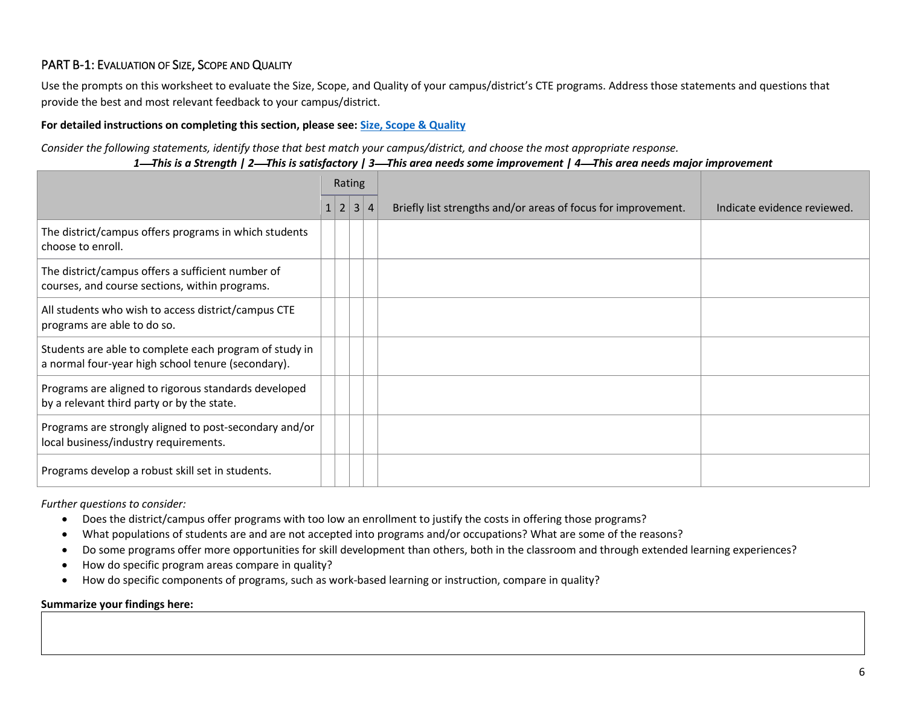## PART B-1: EVALUATION OF SIZE, SCOPE AND QUALITY

Use the prompts on this worksheet to evaluate the Size, Scope, and Quality of your campus/district's CTE programs. Address those statements and questions that provide the best and most relevant feedback to your campus/district.

**For detailed instructions on completing this section, please see: [Size, Scope & Quality]()**

*Consider the following statements, identify those that best match your campus/district, and choose the most appropriate response.*

***1—This is a Strength | 2—This is satisfactory | 3—This area needs some improvement | 4—This area needs major improvement***

| | Rating | | | | Briefly list strengths and/or areas of focus for improvement. | Indicate evidence reviewed. |
|---|---|---|---|---|---|---|
| | 1 | 2 | 3 | 4 | | |
| The district/campus offers programs in which students choose to enroll. | | | | | | |
| The district/campus offers a sufficient number of courses, and course sections, within programs. | | | | | | |
| All students who wish to access district/campus CTE programs are able to do so. | | | | | | |
| Students are able to complete each program of study in a normal four-year high school tenure (secondary). | | | | | | |
| Programs are aligned to rigorous standards developed by a relevant third party or by the state. | | | | | | |
| Programs are strongly aligned to post-secondary and/or local business/industry requirements. | | | | | | |
| Programs develop a robust skill set in students. | | | | | | |

*Further questions to consider:*

- Does the district/campus offer programs with too low an enrollment to justify the costs in offering those programs?
- What populations of students are and are not accepted into programs and/or occupations? What are some of the reasons?
- Do some programs offer more opportunities for skill development than others, both in the classroom and through extended learning experiences?
- How do specific program areas compare in quality?
- How do specific components of programs, such as work-based learning or instruction, compare in quality?

**Summarize your findings here:**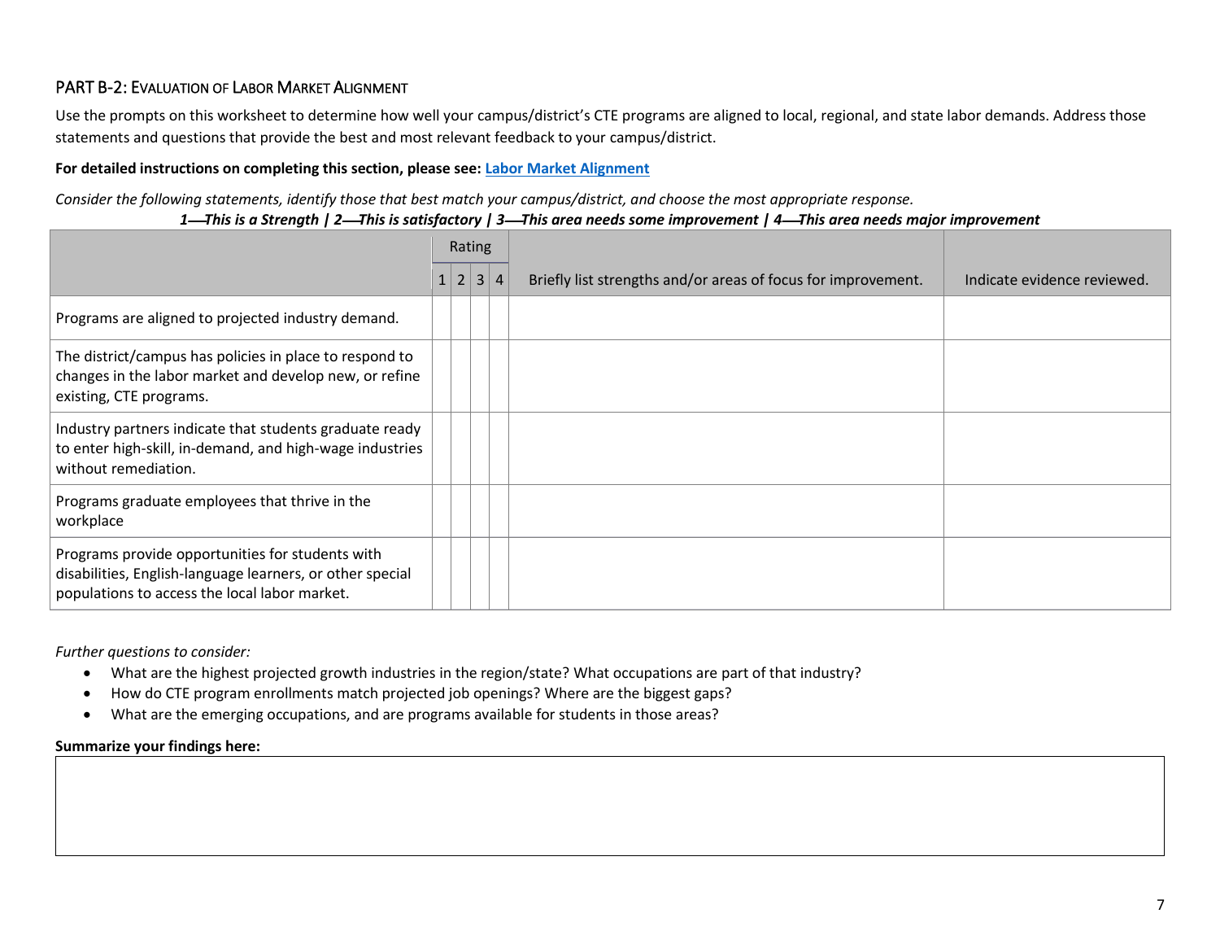## PART B-2: Evaluation of Labor Market Alignment

Use the prompts on this worksheet to determine how well your campus/district's CTE programs are aligned to local, regional, and state labor demands. Address those statements and questions that provide the best and most relevant feedback to your campus/district.

**For detailed instructions on completing this section, please see: [Labor Market Alignment]()**

*Consider the following statements, identify those that best match your campus/district, and choose the most appropriate response.*

***1—This is a Strength | 2—This is satisfactory | 3—This area needs some improvement | 4—This area needs major improvement***

| | Rating | | | | Briefly list strengths and/or areas of focus for improvement. | Indicate evidence reviewed. |
|---|---|---|---|---|---|---|
| | 1 | 2 | 3 | 4 | | |
| Programs are aligned to projected industry demand. | | | | | | |
| The district/campus has policies in place to respond to changes in the labor market and develop new, or refine existing, CTE programs. | | | | | | |
| Industry partners indicate that students graduate ready to enter high-skill, in-demand, and high-wage industries without remediation. | | | | | | |
| Programs graduate employees that thrive in the workplace | | | | | | |
| Programs provide opportunities for students with disabilities, English-language learners, or other special populations to access the local labor market. | | | | | | |

*Further questions to consider:*

- What are the highest projected growth industries in the region/state? What occupations are part of that industry?
- How do CTE program enrollments match projected job openings? Where are the biggest gaps?
- What are the emerging occupations, and are programs available for students in those areas?

**Summarize your findings here:**

| |
|---|
| |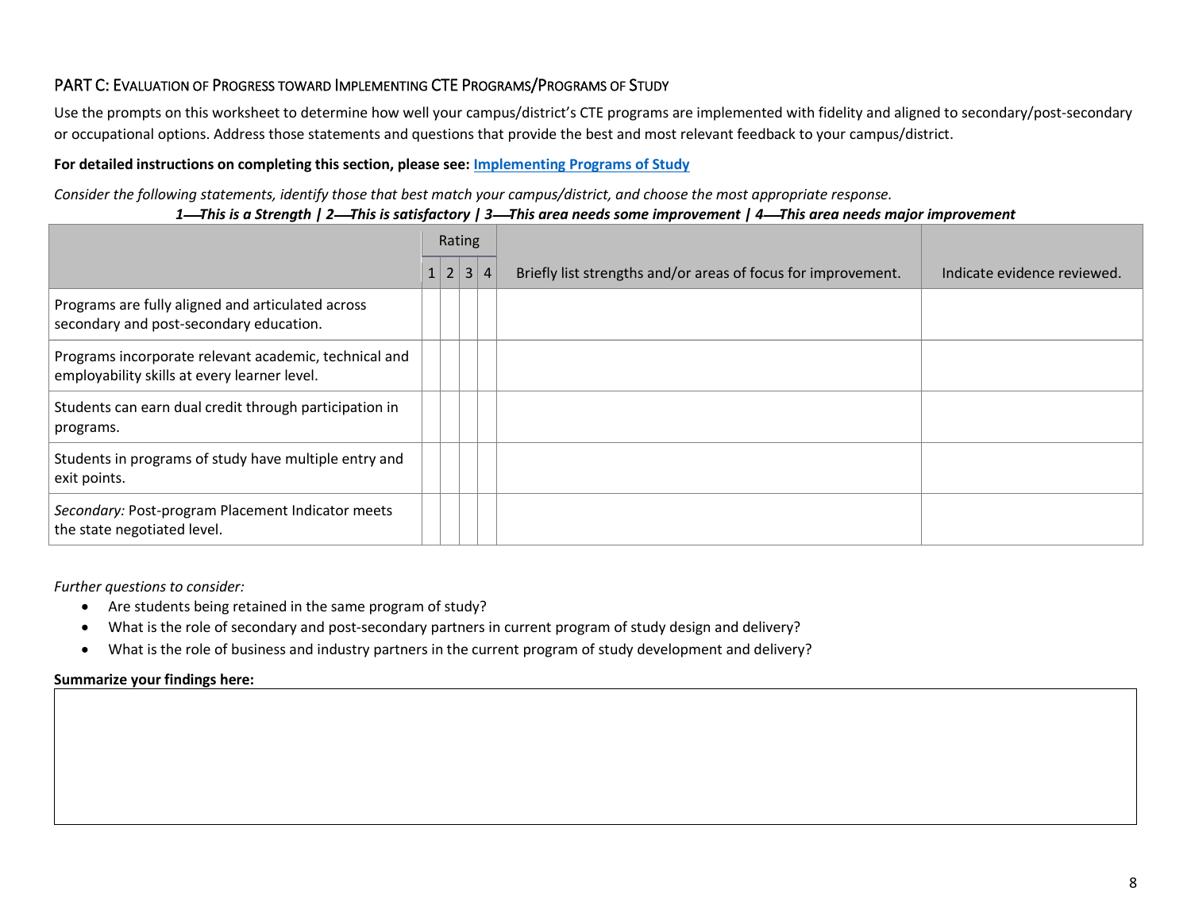## PART C: Evaluation of Progress toward Implementing CTE Programs/Programs of Study

Use the prompts on this worksheet to determine how well your campus/district's CTE programs are implemented with fidelity and aligned to secondary/post-secondary or occupational options. Address those statements and questions that provide the best and most relevant feedback to your campus/district.

**For detailed instructions on completing this section, please see: [Implementing Programs of Study]()**

*Consider the following statements, identify those that best match your campus/district, and choose the most appropriate response.*

***1—This is a Strength | 2—This is satisfactory | 3—This area needs some improvement | 4—This area needs major improvement***

| | Rating | | | | Briefly list strengths and/or areas of focus for improvement. | Indicate evidence reviewed. |
|---|---|---|---|---|---|---|
| | 1 | 2 | 3 | 4 | | |
| Programs are fully aligned and articulated across secondary and post-secondary education. | | | | | | |
| Programs incorporate relevant academic, technical and employability skills at every learner level. | | | | | | |
| Students can earn dual credit through participation in programs. | | | | | | |
| Students in programs of study have multiple entry and exit points. | | | | | | |
| *Secondary:* Post-program Placement Indicator meets the state negotiated level. | | | | | | |

*Further questions to consider:*

- Are students being retained in the same program of study?
- What is the role of secondary and post-secondary partners in current program of study design and delivery?
- What is the role of business and industry partners in the current program of study development and delivery?

**Summarize your findings here:**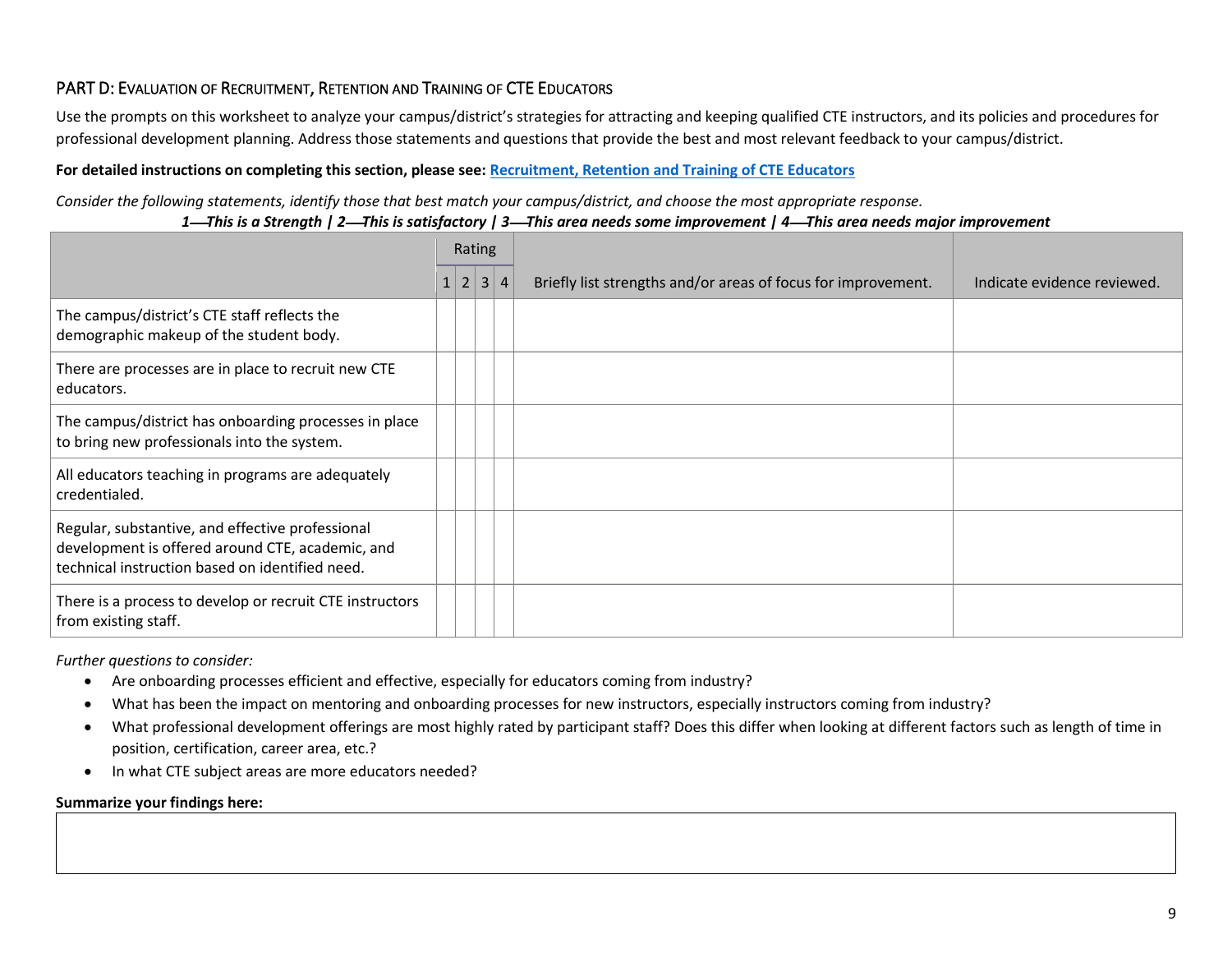## PART D: Evaluation of Recruitment, Retention and Training of CTE Educators

Use the prompts on this worksheet to analyze your campus/district's strategies for attracting and keeping qualified CTE instructors, and its policies and procedures for professional development planning. Address those statements and questions that provide the best and most relevant feedback to your campus/district.

**For detailed instructions on completing this section, please see: Recruitment, Retention and Training of CTE Educators**

*Consider the following statements, identify those that best match your campus/district, and choose the most appropriate response.*

***1—This is a Strength | 2—This is satisfactory | 3—This area needs some improvement | 4—This area needs major improvement***

| | Rating | | | | Briefly list strengths and/or areas of focus for improvement. | Indicate evidence reviewed. |
|---|---|---|---|---|---|---|
| | 1 | 2 | 3 | 4 | | |
| The campus/district's CTE staff reflects the demographic makeup of the student body. | | | | | | |
| There are processes are in place to recruit new CTE educators. | | | | | | |
| The campus/district has onboarding processes in place to bring new professionals into the system. | | | | | | |
| All educators teaching in programs are adequately credentialed. | | | | | | |
| Regular, substantive, and effective professional development is offered around CTE, academic, and technical instruction based on identified need. | | | | | | |
| There is a process to develop or recruit CTE instructors from existing staff. | | | | | | |

*Further questions to consider:*

- Are onboarding processes efficient and effective, especially for educators coming from industry?
- What has been the impact on mentoring and onboarding processes for new instructors, especially instructors coming from industry?
- What professional development offerings are most highly rated by participant staff? Does this differ when looking at different factors such as length of time in position, certification, career area, etc.?
- In what CTE subject areas are more educators needed?

**Summarize your findings here:**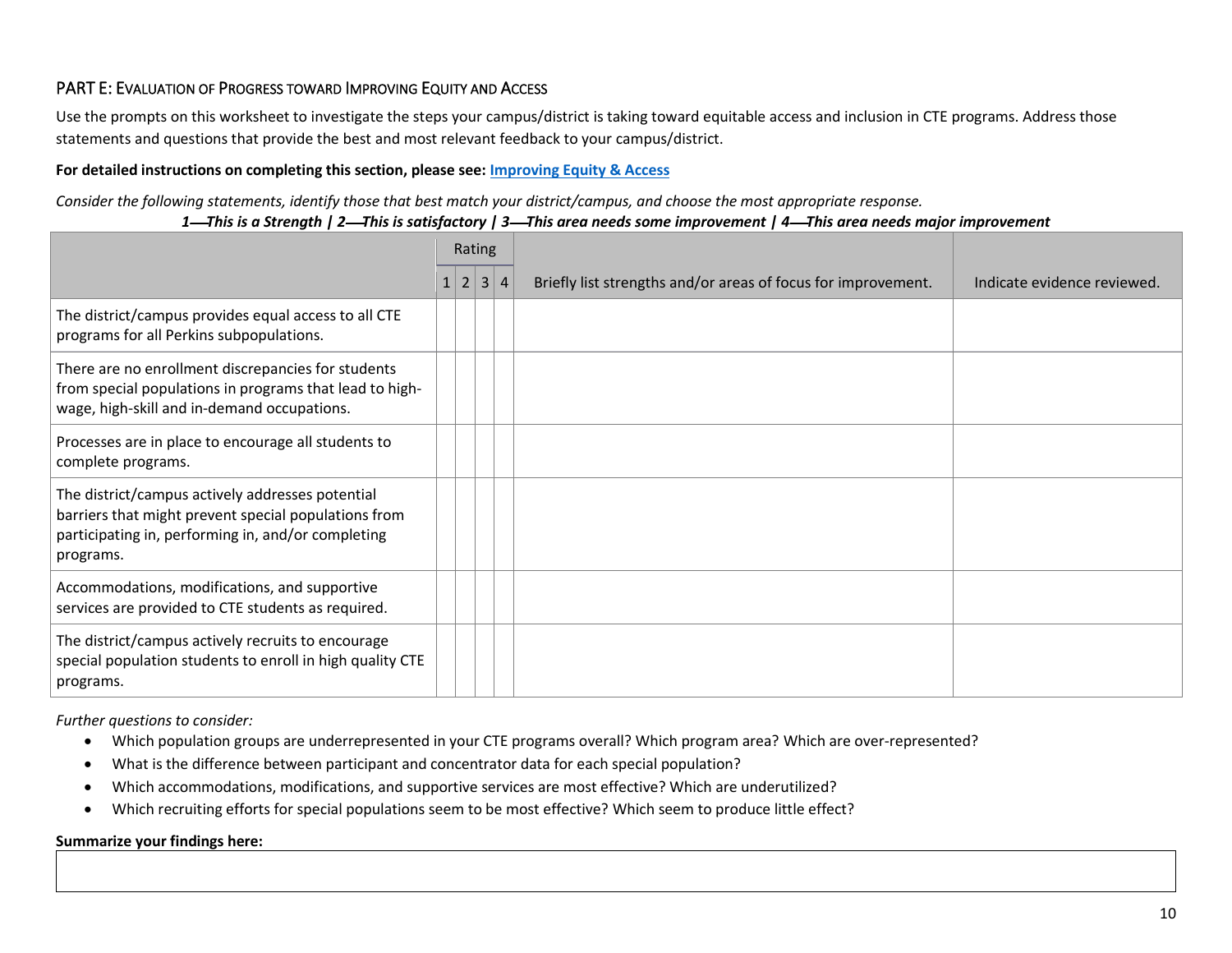## PART E: Evaluation of Progress toward Improving Equity and Access

Use the prompts on this worksheet to investigate the steps your campus/district is taking toward equitable access and inclusion in CTE programs. Address those statements and questions that provide the best and most relevant feedback to your campus/district.

**For detailed instructions on completing this section, please see: Improving Equity & Access**

*Consider the following statements, identify those that best match your district/campus, and choose the most appropriate response.*

***1—This is a Strength | 2—This is satisfactory | 3—This area needs some improvement | 4—This area needs major improvement***

| | Rating | | | | | |
|---|---|---|---|---|---|---|
| | 1 | 2 | 3 | 4 | Briefly list strengths and/or areas of focus for improvement. | Indicate evidence reviewed. |
| The district/campus provides equal access to all CTE programs for all Perkins subpopulations. | | | | | | |
| There are no enrollment discrepancies for students from special populations in programs that lead to high-wage, high-skill and in-demand occupations. | | | | | | |
| Processes are in place to encourage all students to complete programs. | | | | | | |
| The district/campus actively addresses potential barriers that might prevent special populations from participating in, performing in, and/or completing programs. | | | | | | |
| Accommodations, modifications, and supportive services are provided to CTE students as required. | | | | | | |
| The district/campus actively recruits to encourage special population students to enroll in high quality CTE programs. | | | | | | |

*Further questions to consider:*

- Which population groups are underrepresented in your CTE programs overall? Which program area? Which are over-represented?
- What is the difference between participant and concentrator data for each special population?
- Which accommodations, modifications, and supportive services are most effective? Which are underutilized?
- Which recruiting efforts for special populations seem to be most effective? Which seem to produce little effect?

**Summarize your findings here:**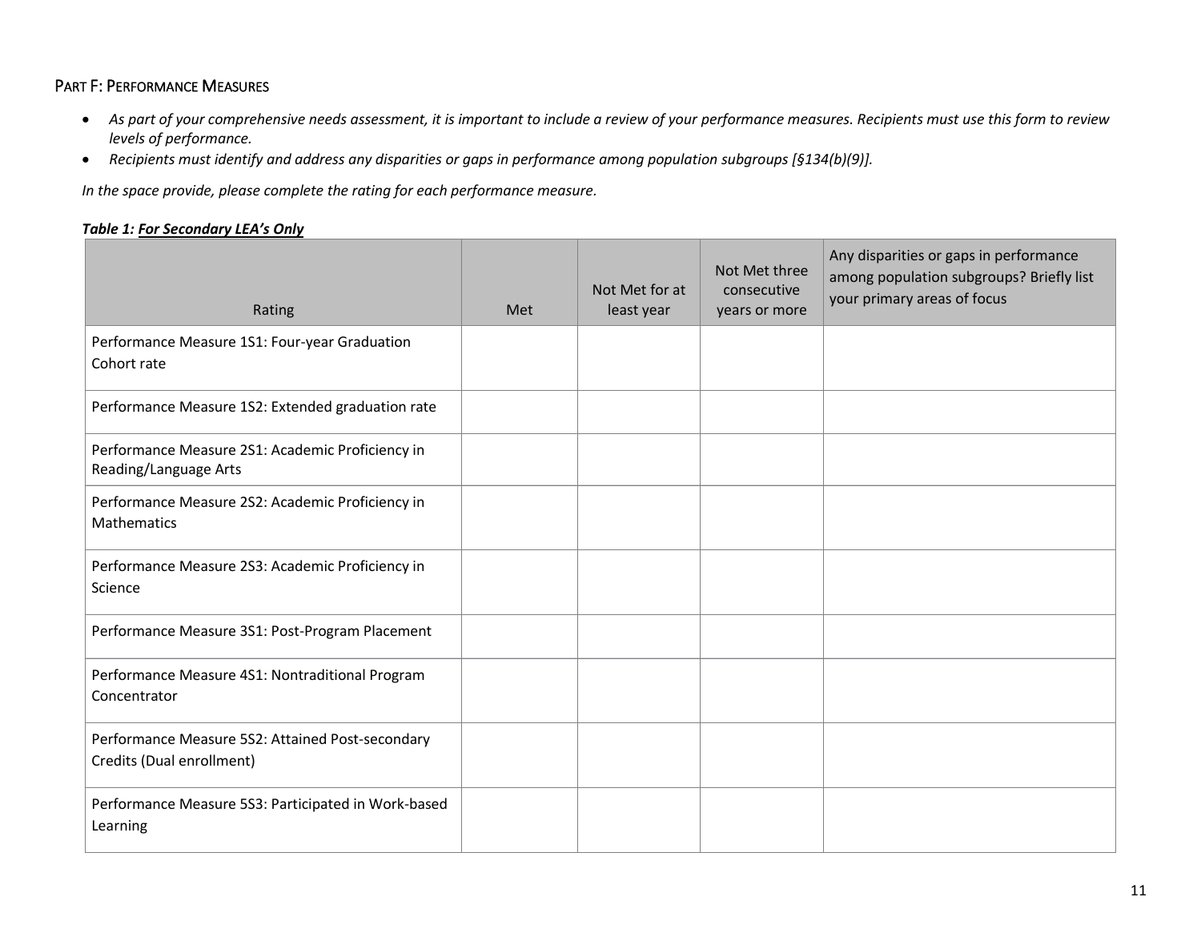## PART F: PERFORMANCE MEASURES

- *As part of your comprehensive needs assessment, it is important to include a review of your performance measures. Recipients must use this form to review levels of performance.*
- *Recipients must identify and address any disparities or gaps in performance among population subgroups [§134(b)(9)].*

*In the space provide, please complete the rating for each performance measure.*

***Table 1: <u>For Secondary LEA's Only</u>***

| Rating | Met | Not Met for at least year | Not Met three consecutive years or more | Any disparities or gaps in performance among population subgroups? Briefly list your primary areas of focus |
|---|---|---|---|---|
| Performance Measure 1S1: Four-year Graduation Cohort rate | | | | |
| Performance Measure 1S2: Extended graduation rate | | | | |
| Performance Measure 2S1: Academic Proficiency in Reading/Language Arts | | | | |
| Performance Measure 2S2: Academic Proficiency in Mathematics | | | | |
| Performance Measure 2S3: Academic Proficiency in Science | | | | |
| Performance Measure 3S1: Post-Program Placement | | | | |
| Performance Measure 4S1: Nontraditional Program Concentrator | | | | |
| Performance Measure 5S2: Attained Post-secondary Credits (Dual enrollment) | | | | |
| Performance Measure 5S3: Participated in Work-based Learning | | | | |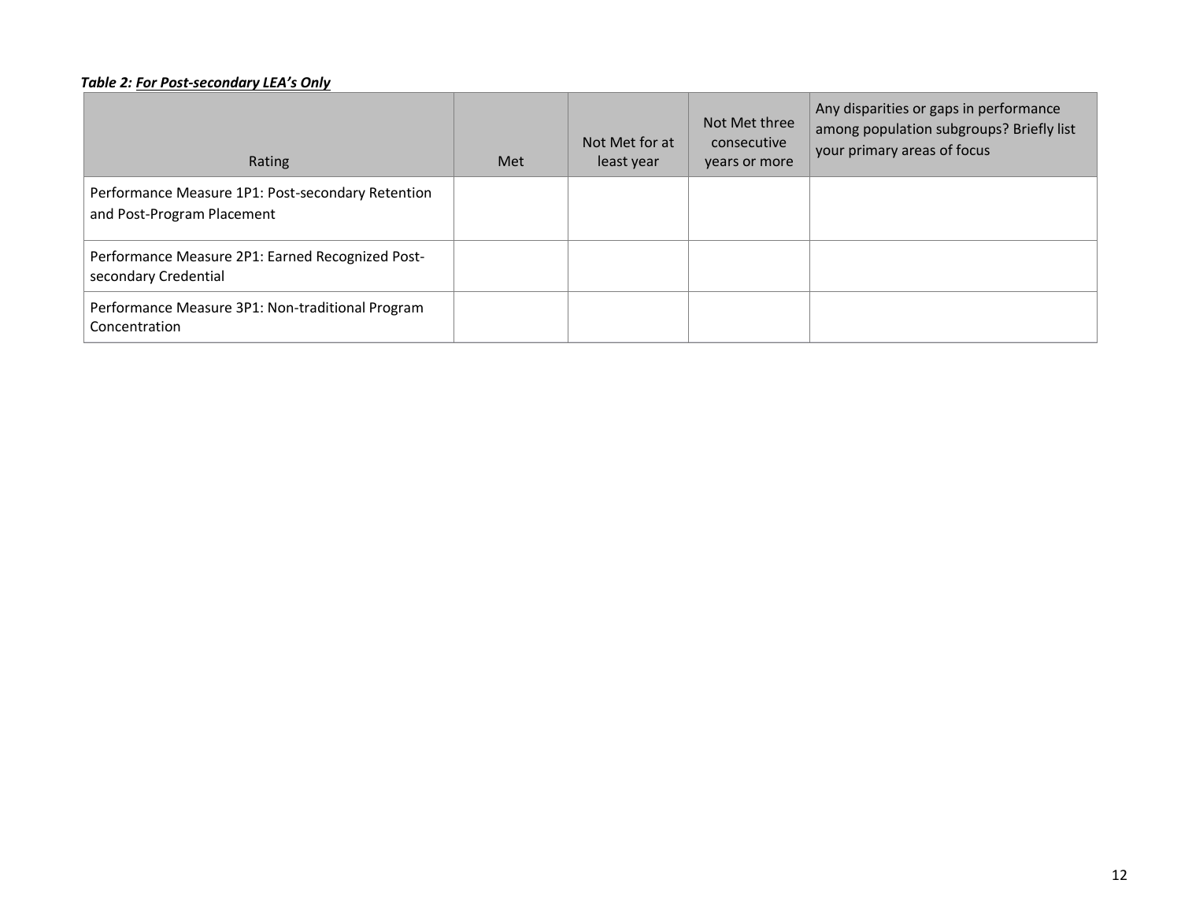***Table 2: <u>For Post-secondary LEA's Only</u>***

| Rating | Met | Not Met for at least year | Not Met three consecutive years or more | Any disparities or gaps in performance among population subgroups? Briefly list your primary areas of focus |
|---|---|---|---|---|
| Performance Measure 1P1: Post-secondary Retention and Post-Program Placement | | | | |
| Performance Measure 2P1: Earned Recognized Post-secondary Credential | | | | |
| Performance Measure 3P1: Non-traditional Program Concentration | | | | |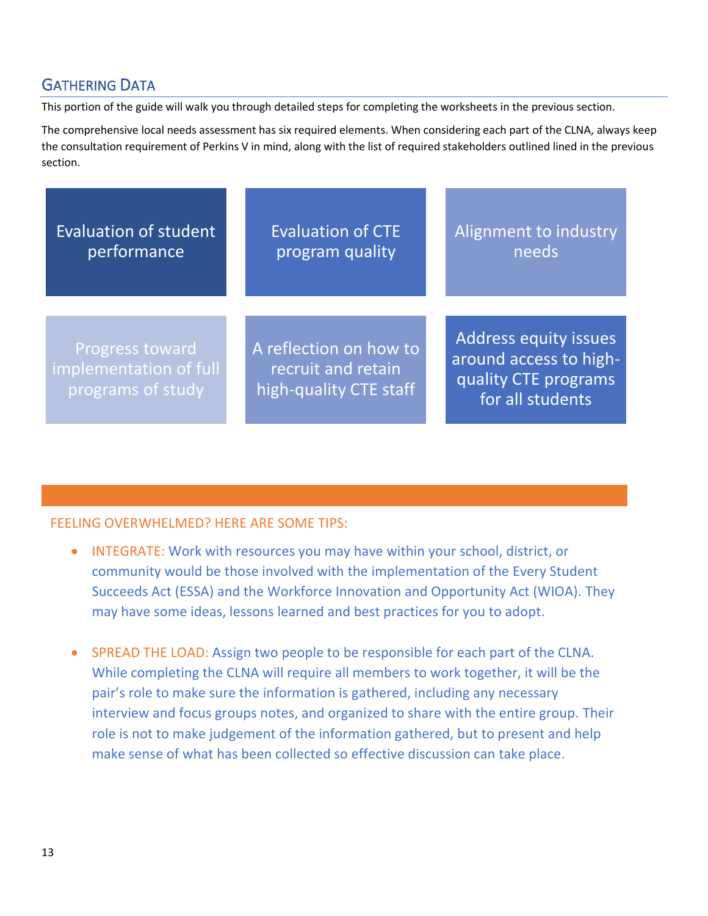## Gathering Data

This portion of the guide will walk you through detailed steps for completing the worksheets in the previous section.

The comprehensive local needs assessment has six required elements. When considering each part of the CLNA, always keep the consultation requirement of Perkins V in mind, along with the list of required stakeholders outlined lined in the previous section.

- Evaluation of student performance
- Evaluation of CTE program quality
- Alignment to industry needs
- Progress toward implementation of full programs of study
- A reflection on how to recruit and retain high-quality CTE staff
- Address equity issues around access to high-quality CTE programs for all students

FEELING OVERWHELMED? HERE ARE SOME TIPS:

- INTEGRATE: Work with resources you may have within your school, district, or community would be those involved with the implementation of the Every Student Succeeds Act (ESSA) and the Workforce Innovation and Opportunity Act (WIOA). They may have some ideas, lessons learned and best practices for you to adopt.
- SPREAD THE LOAD: Assign two people to be responsible for each part of the CLNA. While completing the CLNA will require all members to work together, it will be the pair's role to make sure the information is gathered, including any necessary interview and focus groups notes, and organized to share with the entire group. Their role is not to make judgement of the information gathered, but to present and help make sense of what has been collected so effective discussion can take place.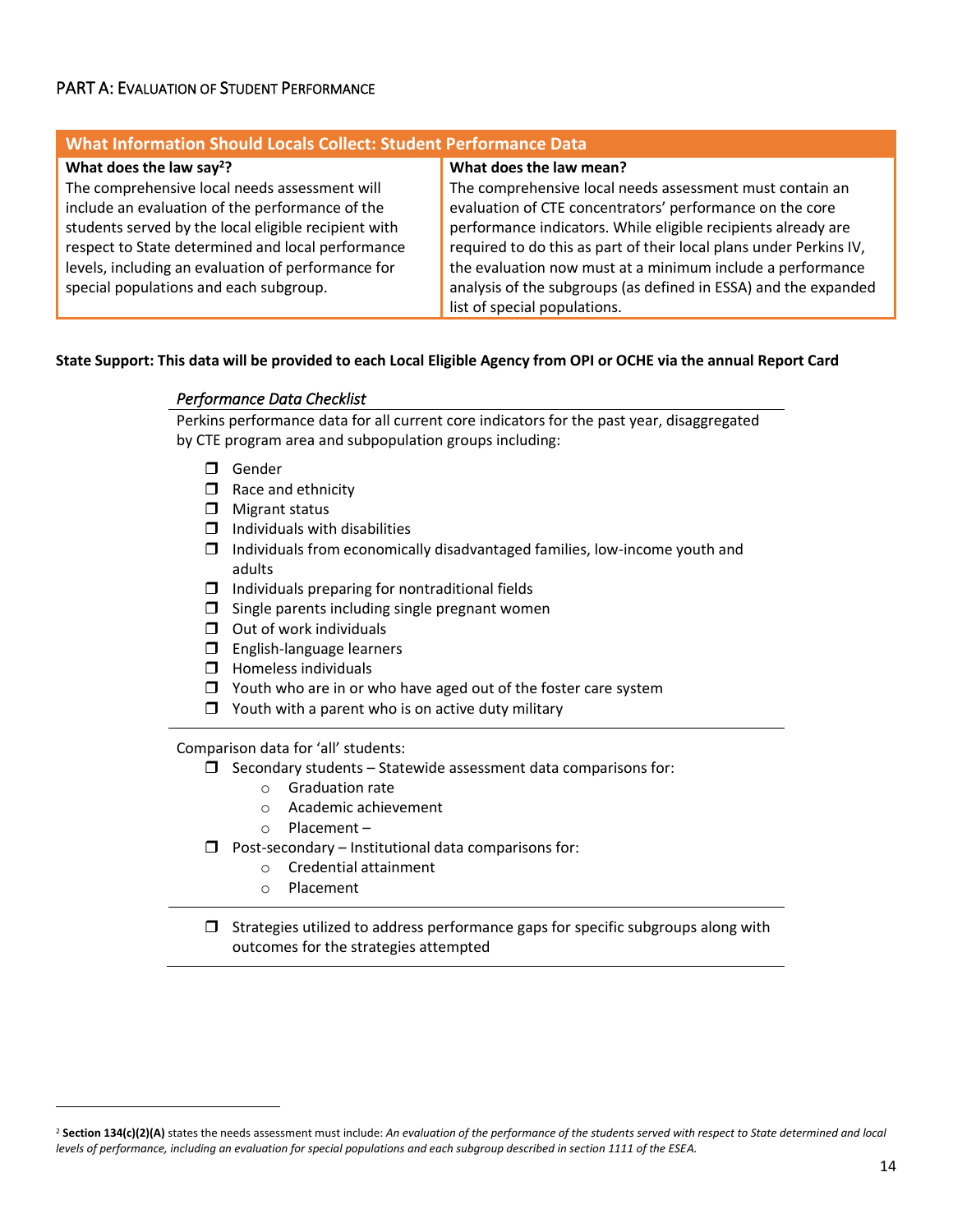## PART A: EVALUATION OF STUDENT PERFORMANCE

| What Information Should Locals Collect: Student Performance Data | |
|---|---|
| **What does the law say[2]?** | **What does the law mean?** |
| The comprehensive local needs assessment will include an evaluation of the performance of the students served by the local eligible recipient with respect to State determined and local performance levels, including an evaluation of performance for special populations and each subgroup. | The comprehensive local needs assessment must contain an evaluation of CTE concentrators' performance on the core performance indicators. While eligible recipients already are required to do this as part of their local plans under Perkins IV, the evaluation now must at a minimum include a performance analysis of the subgroups (as defined in ESSA) and the expanded list of special populations. |

**State Support: This data will be provided to each Local Eligible Agency from OPI or OCHE via the annual Report Card**

*Performance Data Checklist*

Perkins performance data for all current core indicators for the past year, disaggregated by CTE program area and subpopulation groups including:

- ☐ Gender
- ☐ Race and ethnicity
- ☐ Migrant status
- ☐ Individuals with disabilities
- ☐ Individuals from economically disadvantaged families, low-income youth and adults
- ☐ Individuals preparing for nontraditional fields
- ☐ Single parents including single pregnant women
- ☐ Out of work individuals
- ☐ English-language learners
- ☐ Homeless individuals
- ☐ Youth who are in or who have aged out of the foster care system
- ☐ Youth with a parent who is on active duty military

Comparison data for 'all' students:

- ☐ Secondary students – Statewide assessment data comparisons for:
  - Graduation rate
  - Academic achievement
  - Placement –
- ☐ Post-secondary – Institutional data comparisons for:
  - Credential attainment
  - Placement

- ☐ Strategies utilized to address performance gaps for specific subgroups along with outcomes for the strategies attempted

[2] **Section 134(c)(2)(A)** states the needs assessment must include: *An evaluation of the performance of the students served with respect to State determined and local levels of performance, including an evaluation for special populations and each subgroup described in section 1111 of the ESEA.*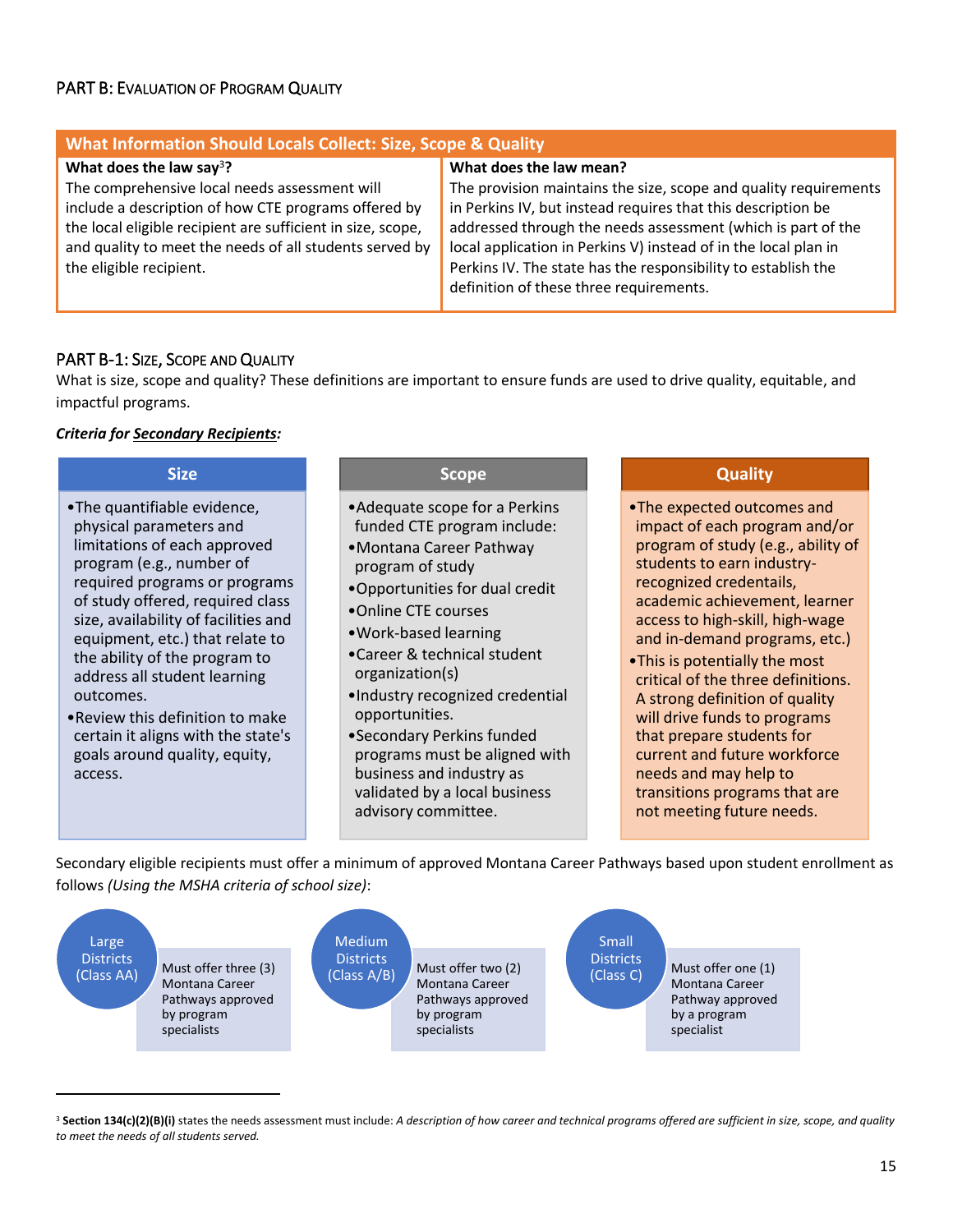## PART B: Evaluation of Program Quality

| What Information Should Locals Collect: Size, Scope & Quality | |
|---|---|
| **What does the law say[3]?** The comprehensive local needs assessment will include a description of how CTE programs offered by the local eligible recipient are sufficient in size, scope, and quality to meet the needs of all students served by the eligible recipient. | **What does the law mean?** The provision maintains the size, scope and quality requirements in Perkins IV, but instead requires that this description be addressed through the needs assessment (which is part of the local application in Perkins V) instead of in the local plan in Perkins IV. The state has the responsibility to establish the definition of these three requirements. |

### PART B-1: Size, Scope and Quality

What is size, scope and quality? These definitions are important to ensure funds are used to drive quality, equitable, and impactful programs.

***Criteria for Secondary Recipients:***

**Size**

- The quantifiable evidence, physical parameters and limitations of each approved program (e.g., number of required programs or programs of study offered, required class size, availability of facilities and equipment, etc.) that relate to the ability of the program to address all student learning outcomes.
- Review this definition to make certain it aligns with the state's goals around quality, equity, access.

**Scope**

- Adequate scope for a Perkins funded CTE program include:
- Montana Career Pathway program of study
- Opportunities for dual credit
- Online CTE courses
- Work-based learning
- Career & technical student organization(s)
- Industry recognized credential opportunities.
- Secondary Perkins funded programs must be aligned with business and industry as validated by a local business advisory committee.

**Quality**

- The expected outcomes and impact of each program and/or program of study (e.g., ability of students to earn industry-recognized credentials, academic achievement, learner access to high-skill, high-wage and in-demand programs, etc.)
- This is potentially the most critical of the three definitions. A strong definition of quality will drive funds to programs that prepare students for current and future workforce needs and may help to transitions programs that are not meeting future needs.

Secondary eligible recipients must offer a minimum of approved Montana Career Pathways based upon student enrollment as follows *(Using the MSHA criteria of school size)*:

- **Large Districts (Class AA):** Must offer three (3) Montana Career Pathways approved by program specialists
- **Medium Districts (Class A/B):** Must offer two (2) Montana Career Pathways approved by program specialists
- **Small Districts (Class C):** Must offer one (1) Montana Career Pathway approved by a program specialist

[3] **Section 134(c)(2)(B)(i)** states the needs assessment must include: *A description of how career and technical programs offered are sufficient in size, scope, and quality to meet the needs of all students served.*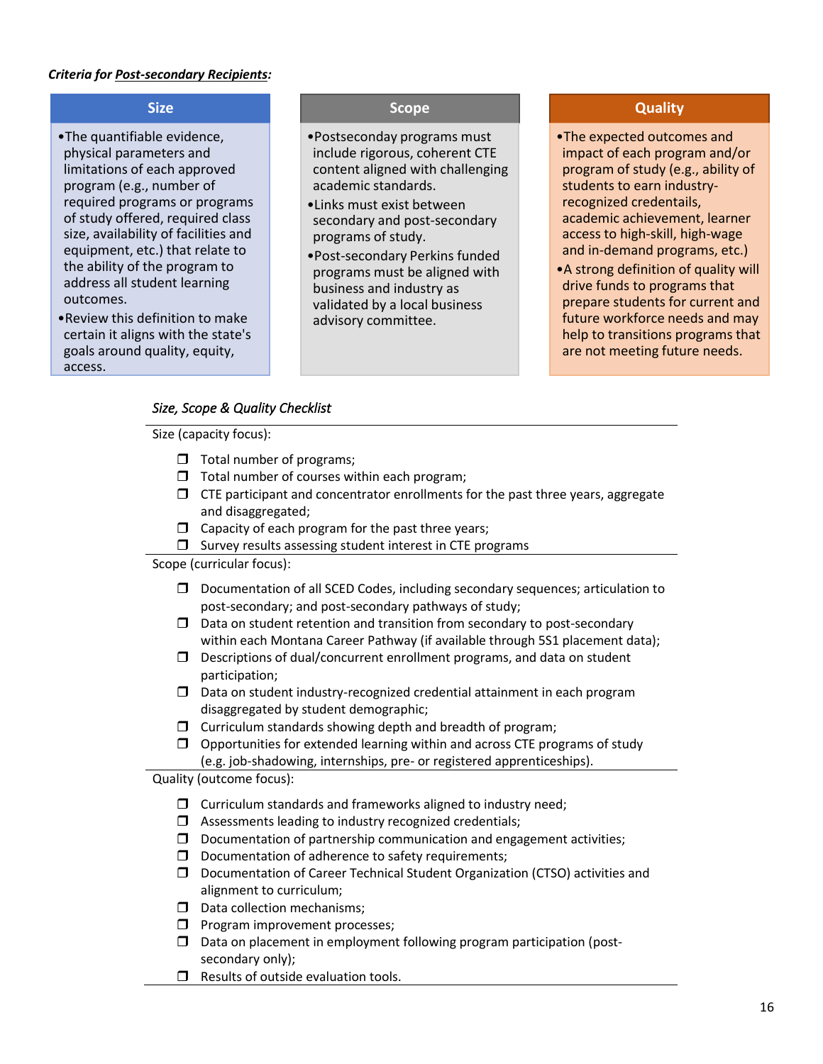***Criteria for Post-secondary Recipients:***

### Size

- The quantifiable evidence, physical parameters and limitations of each approved program (e.g., number of required programs or programs of study offered, required class size, availability of facilities and equipment, etc.) that relate to the ability of the program to address all student learning outcomes.
- Review this definition to make certain it aligns with the state's goals around quality, equity, access.

### Scope

- Postseconday programs must include rigorous, coherent CTE content aligned with challenging academic standards.
- Links must exist between secondary and post-secondary programs of study.
- Post-secondary Perkins funded programs must be aligned with business and industry as validated by a local business advisory committee.

### Quality

- The expected outcomes and impact of each program and/or program of study (e.g., ability of students to earn industry-recognized credentails, academic achievement, learner access to high-skill, high-wage and in-demand programs, etc.)
- A strong definition of quality will drive funds to programs that prepare students for current and future workforce needs and may help to transitions programs that are not meeting future needs.

*Size, Scope & Quality Checklist*

Size (capacity focus):

- ❒ Total number of programs;
- ❒ Total number of courses within each program;
- ❒ CTE participant and concentrator enrollments for the past three years, aggregate and disaggregated;
- ❒ Capacity of each program for the past three years;
- ❒ Survey results assessing student interest in CTE programs

Scope (curricular focus):

- ❒ Documentation of all SCED Codes, including secondary sequences; articulation to post-secondary; and post-secondary pathways of study;
- ❒ Data on student retention and transition from secondary to post-secondary within each Montana Career Pathway (if available through 5S1 placement data);
- ❒ Descriptions of dual/concurrent enrollment programs, and data on student participation;
- ❒ Data on student industry-recognized credential attainment in each program disaggregated by student demographic;
- ❒ Curriculum standards showing depth and breadth of program;
- ❒ Opportunities for extended learning within and across CTE programs of study (e.g. job-shadowing, internships, pre- or registered apprenticeships).

Quality (outcome focus):

- ❒ Curriculum standards and frameworks aligned to industry need;
- ❒ Assessments leading to industry recognized credentials;
- ❒ Documentation of partnership communication and engagement activities;
- ❒ Documentation of adherence to safety requirements;
- ❒ Documentation of Career Technical Student Organization (CTSO) activities and alignment to curriculum;
- ❒ Data collection mechanisms;
- ❒ Program improvement processes;
- ❒ Data on placement in employment following program participation (post-secondary only);
- ❒ Results of outside evaluation tools.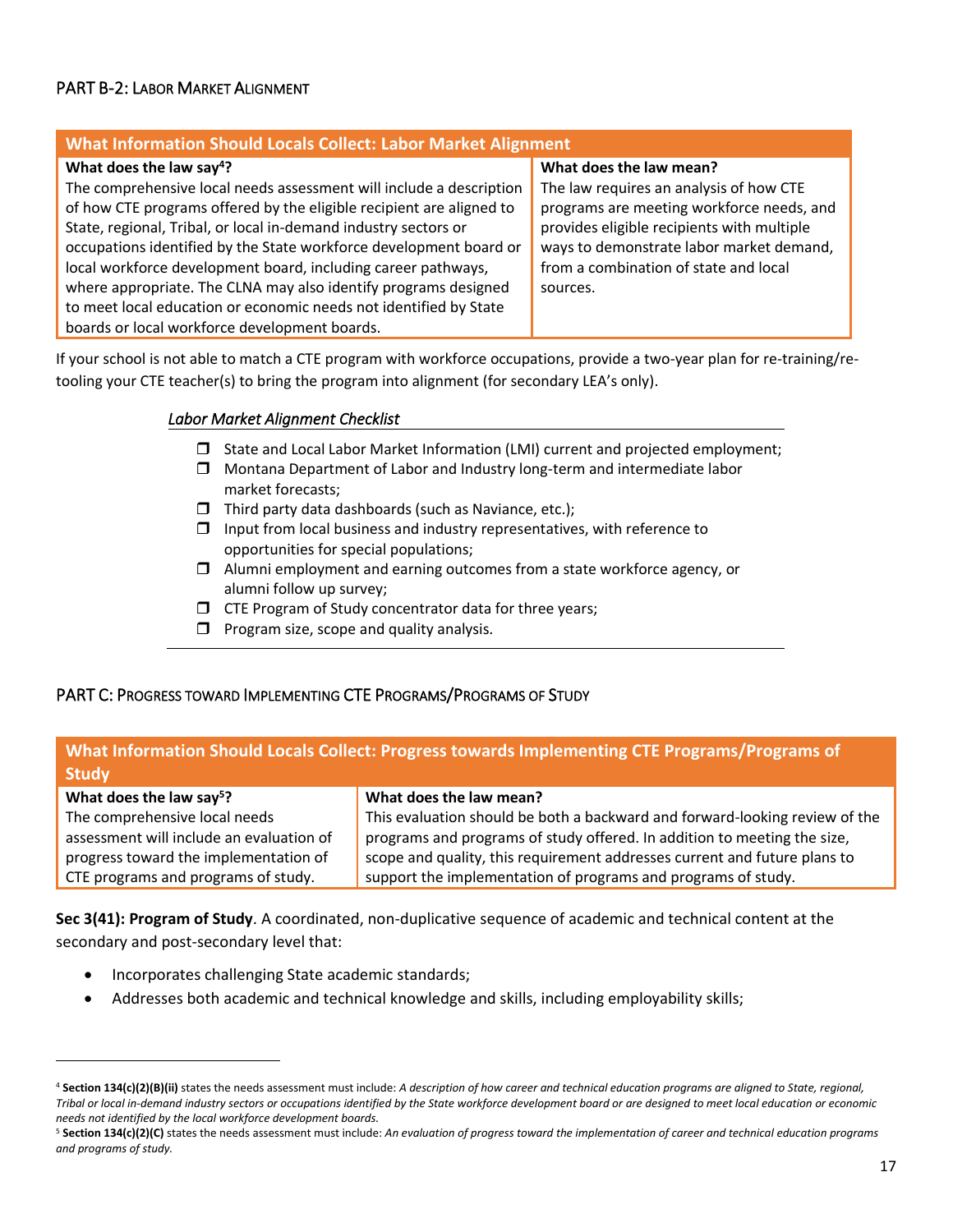## PART B-2: LABOR MARKET ALIGNMENT

| What Information Should Locals Collect: Labor Market Alignment | |
|---|---|
| **What does the law say[4]?**<br>The comprehensive local needs assessment will include a description of how CTE programs offered by the eligible recipient are aligned to State, regional, Tribal, or local in-demand industry sectors or occupations identified by the State workforce development board or local workforce development board, including career pathways, where appropriate. The CLNA may also identify programs designed to meet local education or economic needs not identified by State boards or local workforce development boards. | **What does the law mean?**<br>The law requires an analysis of how CTE programs are meeting workforce needs, and provides eligible recipients with multiple ways to demonstrate labor market demand, from a combination of state and local sources. |

If your school is not able to match a CTE program with workforce occupations, provide a two-year plan for re-training/re-tooling your CTE teacher(s) to bring the program into alignment (for secondary LEA's only).

*Labor Market Alignment Checklist*

- ❒ State and Local Labor Market Information (LMI) current and projected employment;
- ❒ Montana Department of Labor and Industry long-term and intermediate labor market forecasts;
- ❒ Third party data dashboards (such as Naviance, etc.);
- ❒ Input from local business and industry representatives, with reference to opportunities for special populations;
- ❒ Alumni employment and earning outcomes from a state workforce agency, or alumni follow up survey;
- ❒ CTE Program of Study concentrator data for three years;
- ❒ Program size, scope and quality analysis.

## PART C: PROGRESS TOWARD IMPLEMENTING CTE PROGRAMS/PROGRAMS OF STUDY

| What Information Should Locals Collect: Progress towards Implementing CTE Programs/Programs of Study | |
|---|---|
| **What does the law say[5]?**<br>The comprehensive local needs assessment will include an evaluation of progress toward the implementation of CTE programs and programs of study. | **What does the law mean?**<br>This evaluation should be both a backward and forward-looking review of the programs and programs of study offered. In addition to meeting the size, scope and quality, this requirement addresses current and future plans to support the implementation of programs and programs of study. |

**Sec 3(41): Program of Study**. A coordinated, non-duplicative sequence of academic and technical content at the secondary and post-secondary level that:

- Incorporates challenging State academic standards;
- Addresses both academic and technical knowledge and skills, including employability skills;

---

[4] **Section 134(c)(2)(B)(ii)** states the needs assessment must include: *A description of how career and technical education programs are aligned to State, regional, Tribal or local in-demand industry sectors or occupations identified by the State workforce development board or are designed to meet local education or economic needs not identified by the local workforce development boards.*

[5] **Section 134(c)(2)(C)** states the needs assessment must include: *An evaluation of progress toward the implementation of career and technical education programs and programs of study.*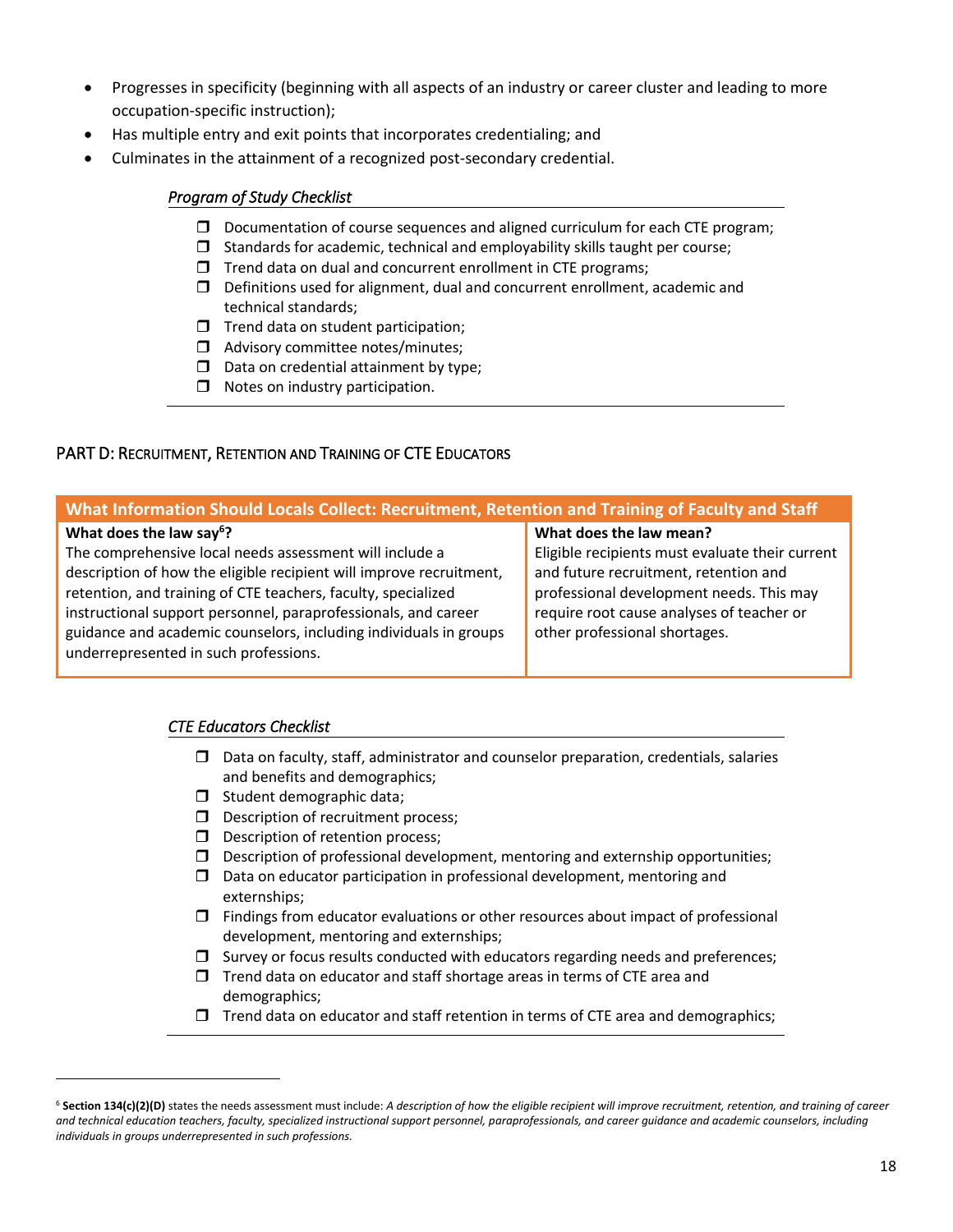- Progresses in specificity (beginning with all aspects of an industry or career cluster and leading to more occupation-specific instruction);
- Has multiple entry and exit points that incorporates credentialing; and
- Culminates in the attainment of a recognized post-secondary credential.

*Program of Study Checklist*

- ❒ Documentation of course sequences and aligned curriculum for each CTE program;
- ❒ Standards for academic, technical and employability skills taught per course;
- ❒ Trend data on dual and concurrent enrollment in CTE programs;
- ❒ Definitions used for alignment, dual and concurrent enrollment, academic and technical standards;
- ❒ Trend data on student participation;
- ❒ Advisory committee notes/minutes;
- ❒ Data on credential attainment by type;
- ❒ Notes on industry participation.

## PART D: Recruitment, Retention and Training of CTE Educators

| What Information Should Locals Collect: Recruitment, Retention and Training of Faculty and Staff | |
|---|---|
| **What does the law say[6]?** The comprehensive local needs assessment will include a description of how the eligible recipient will improve recruitment, retention, and training of CTE teachers, faculty, specialized instructional support personnel, paraprofessionals, and career guidance and academic counselors, including individuals in groups underrepresented in such professions. | **What does the law mean?** Eligible recipients must evaluate their current and future recruitment, retention and professional development needs. This may require root cause analyses of teacher or other professional shortages. |

*CTE Educators Checklist*

- ❒ Data on faculty, staff, administrator and counselor preparation, credentials, salaries and benefits and demographics;
- ❒ Student demographic data;
- ❒ Description of recruitment process;
- ❒ Description of retention process;
- ❒ Description of professional development, mentoring and externship opportunities;
- ❒ Data on educator participation in professional development, mentoring and externships;
- ❒ Findings from educator evaluations or other resources about impact of professional development, mentoring and externships;
- ❒ Survey or focus results conducted with educators regarding needs and preferences;
- ❒ Trend data on educator and staff shortage areas in terms of CTE area and demographics;
- ❒ Trend data on educator and staff retention in terms of CTE area and demographics;

[6] **Section 134(c)(2)(D)** states the needs assessment must include: *A description of how the eligible recipient will improve recruitment, retention, and training of career and technical education teachers, faculty, specialized instructional support personnel, paraprofessionals, and career guidance and academic counselors, including individuals in groups underrepresented in such professions.*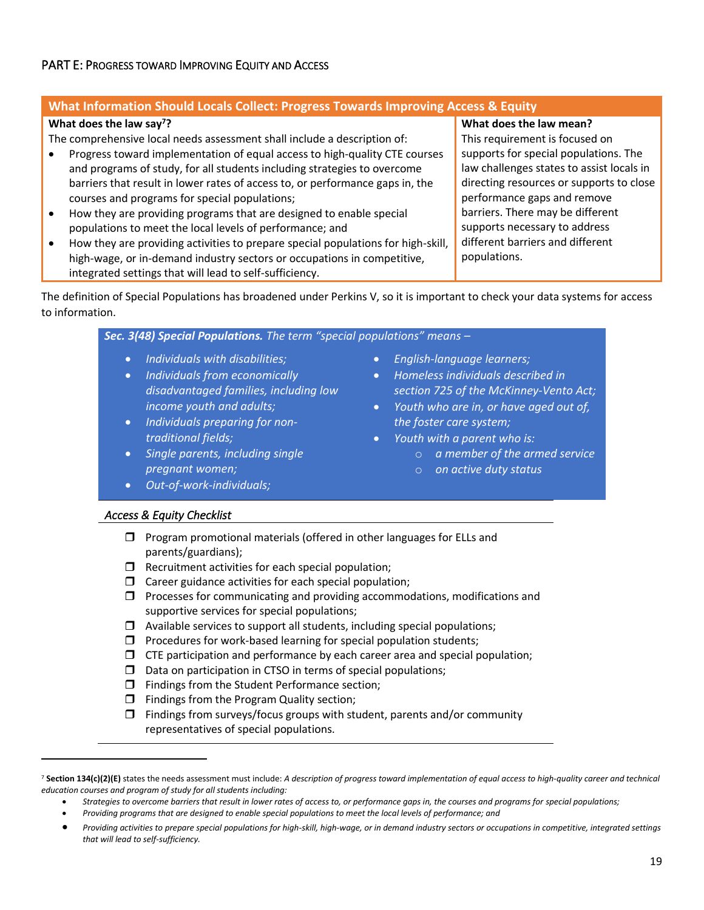## PART E: Progress toward Improving Equity and Access

| What Information Should Locals Collect: Progress Towards Improving Access & Equity | |
|---|---|
| **What does the law say[7]?**<br>The comprehensive local needs assessment shall include a description of:<br>• Progress toward implementation of equal access to high-quality CTE courses and programs of study, for all students including strategies to overcome barriers that result in lower rates of access to, or performance gaps in, the courses and programs for special populations;<br>• How they are providing programs that are designed to enable special populations to meet the local levels of performance; and<br>• How they are providing activities to prepare special populations for high-skill, high-wage, or in-demand industry sectors or occupations in competitive, integrated settings that will lead to self-sufficiency. | **What does the law mean?**<br>This requirement is focused on supports for special populations. The law challenges states to assist locals in directing resources or supports to close performance gaps and remove barriers. There may be different supports necessary to address different barriers and different populations. |

The definition of Special Populations has broadened under Perkins V, so it is important to check your data systems for access to information.

***Sec. 3(48) Special Populations.*** *The term "special populations" means –*

- *Individuals with disabilities;*
- *Individuals from economically disadvantaged families, including low income youth and adults;*
- *Individuals preparing for non-traditional fields;*
- *Single parents, including single pregnant women;*
- *Out-of-work-individuals;*
- *English-language learners;*
- *Homeless individuals described in section 725 of the McKinney-Vento Act;*
- *Youth who are in, or have aged out of, the foster care system;*
- *Youth with a parent who is:*
  - *a member of the armed service*
  - *on active duty status*

*Access & Equity Checklist*

- ☐ Program promotional materials (offered in other languages for ELLs and parents/guardians);
- ☐ Recruitment activities for each special population;
- ☐ Career guidance activities for each special population;
- ☐ Processes for communicating and providing accommodations, modifications and supportive services for special populations;
- ☐ Available services to support all students, including special populations;
- ☐ Procedures for work-based learning for special population students;
- ☐ CTE participation and performance by each career area and special population;
- ☐ Data on participation in CTSO in terms of special populations;
- ☐ Findings from the Student Performance section;
- ☐ Findings from the Program Quality section;
- ☐ Findings from surveys/focus groups with student, parents and/or community representatives of special populations.

---

[7] **Section 134(c)(2)(E)** states the needs assessment must include: *A description of progress toward implementation of equal access to high-quality career and technical education courses and program of study for all students including:*

- *Strategies to overcome barriers that result in lower rates of access to, or performance gaps in, the courses and programs for special populations;*
- *Providing programs that are designed to enable special populations to meet the local levels of performance; and*
- *Providing activities to prepare special populations for high-skill, high-wage, or in demand industry sectors or occupations in competitive, integrated settings that will lead to self-sufficiency.*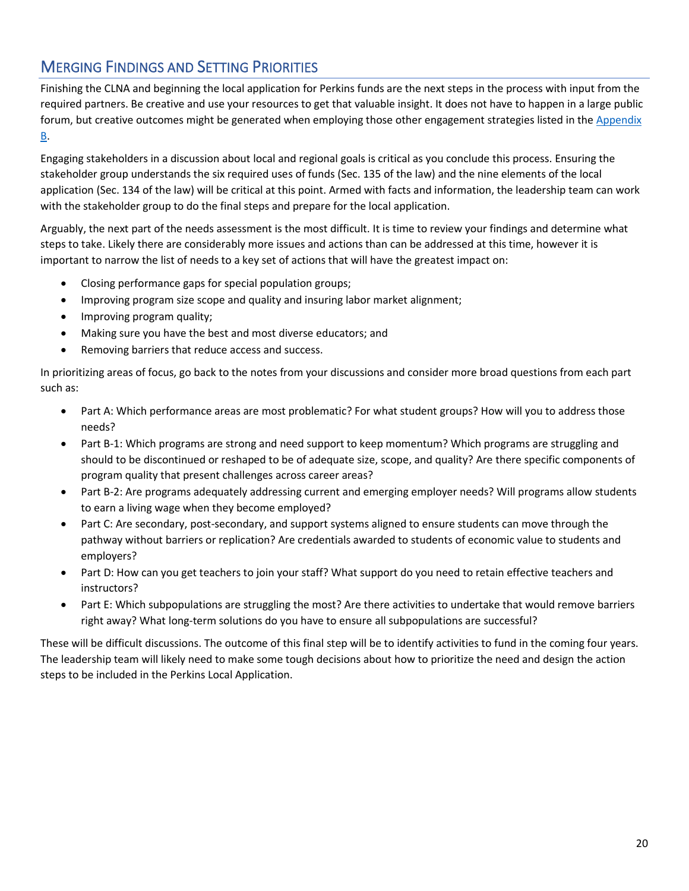## Merging Findings and Setting Priorities

Finishing the CLNA and beginning the local application for Perkins funds are the next steps in the process with input from the required partners. Be creative and use your resources to get that valuable insight. It does not have to happen in a large public forum, but creative outcomes might be generated when employing those other engagement strategies listed in the [Appendix B](#).

Engaging stakeholders in a discussion about local and regional goals is critical as you conclude this process. Ensuring the stakeholder group understands the six required uses of funds (Sec. 135 of the law) and the nine elements of the local application (Sec. 134 of the law) will be critical at this point. Armed with facts and information, the leadership team can work with the stakeholder group to do the final steps and prepare for the local application.

Arguably, the next part of the needs assessment is the most difficult. It is time to review your findings and determine what steps to take. Likely there are considerably more issues and actions than can be addressed at this time, however it is important to narrow the list of needs to a key set of actions that will have the greatest impact on:

- Closing performance gaps for special population groups;
- Improving program size scope and quality and insuring labor market alignment;
- Improving program quality;
- Making sure you have the best and most diverse educators; and
- Removing barriers that reduce access and success.

In prioritizing areas of focus, go back to the notes from your discussions and consider more broad questions from each part such as:

- Part A: Which performance areas are most problematic? For what student groups? How will you to address those needs?
- Part B-1: Which programs are strong and need support to keep momentum? Which programs are struggling and should to be discontinued or reshaped to be of adequate size, scope, and quality? Are there specific components of program quality that present challenges across career areas?
- Part B-2: Are programs adequately addressing current and emerging employer needs? Will programs allow students to earn a living wage when they become employed?
- Part C: Are secondary, post-secondary, and support systems aligned to ensure students can move through the pathway without barriers or replication? Are credentials awarded to students of economic value to students and employers?
- Part D: How can you get teachers to join your staff? What support do you need to retain effective teachers and instructors?
- Part E: Which subpopulations are struggling the most? Are there activities to undertake that would remove barriers right away? What long-term solutions do you have to ensure all subpopulations are successful?

These will be difficult discussions. The outcome of this final step will be to identify activities to fund in the coming four years. The leadership team will likely need to make some tough decisions about how to prioritize the need and design the action steps to be included in the Perkins Local Application.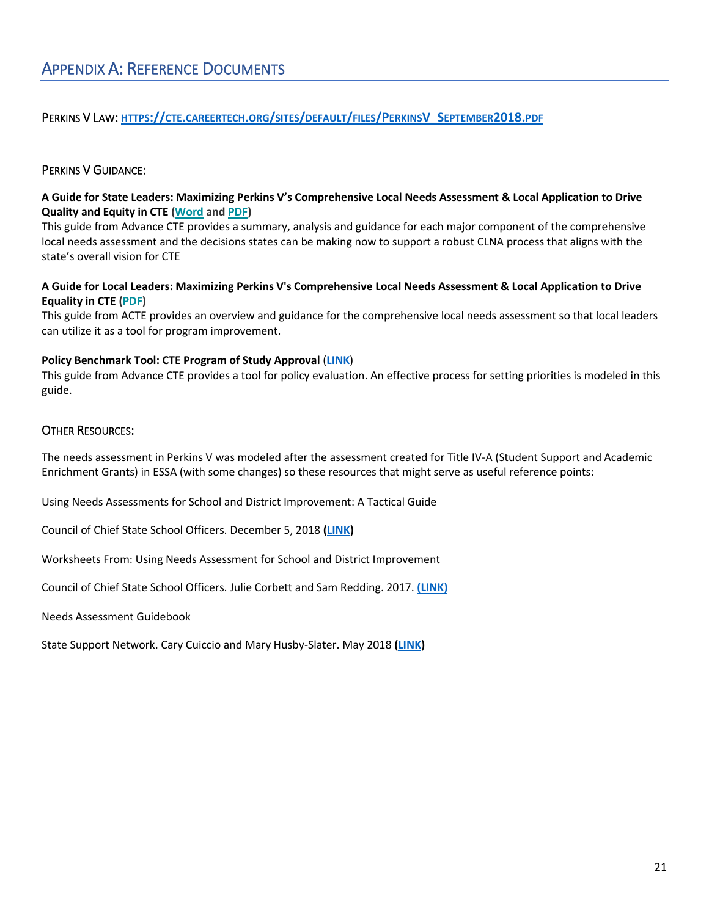# Appendix A: Reference Documents

## Perkins V Law: [https://cte.careertech.org/sites/default/files/PerkinsV_September2018.pdf](https://cte.careertech.org/sites/default/files/PerkinsV_September2018.pdf)

## Perkins V Guidance:

**A Guide for State Leaders: Maximizing Perkins V's Comprehensive Local Needs Assessment & Local Application to Drive Quality and Equity in CTE (Word and PDF)**
This guide from Advance CTE provides a summary, analysis and guidance for each major component of the comprehensive local needs assessment and the decisions states can be making now to support a robust CLNA process that aligns with the state's overall vision for CTE

**A Guide for Local Leaders: Maximizing Perkins V's Comprehensive Local Needs Assessment & Local Application to Drive Equality in CTE (PDF)**
This guide from ACTE provides an overview and guidance for the comprehensive local needs assessment so that local leaders can utilize it as a tool for program improvement.

**Policy Benchmark Tool: CTE Program of Study Approval** (LINK)
This guide from Advance CTE provides a tool for policy evaluation. An effective process for setting priorities is modeled in this guide.

## Other Resources:

The needs assessment in Perkins V was modeled after the assessment created for Title IV-A (Student Support and Academic Enrichment Grants) in ESSA (with some changes) so these resources that might serve as useful reference points:

Using Needs Assessments for School and District Improvement: A Tactical Guide

Council of Chief State School Officers. December 5, 2018 **(LINK)**

Worksheets From: Using Needs Assessment for School and District Improvement

Council of Chief State School Officers. Julie Corbett and Sam Redding. 2017. **(LINK)**

Needs Assessment Guidebook

State Support Network. Cary Cuiccio and Mary Husby-Slater. May 2018 **(LINK)**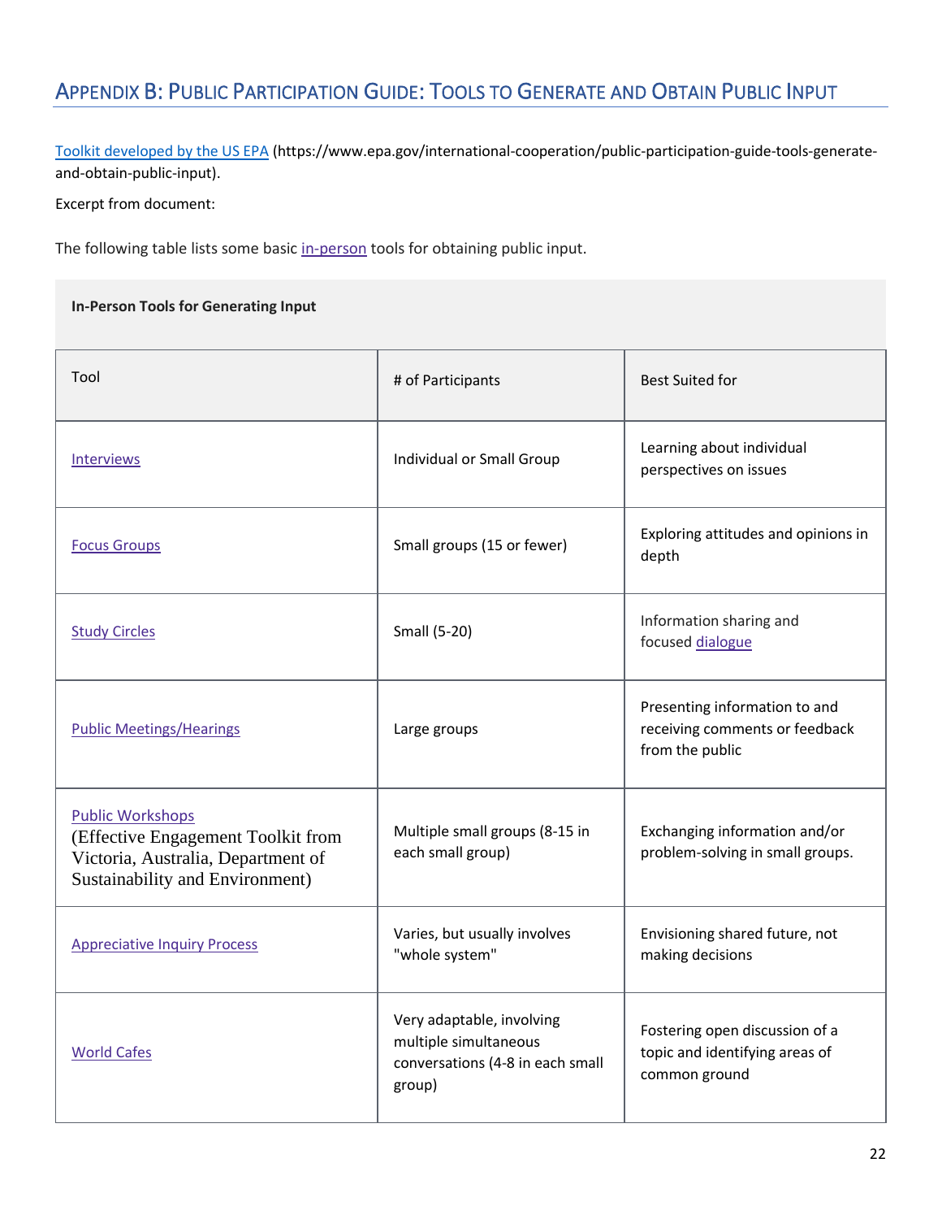## Appendix B: Public Participation Guide: Tools to Generate and Obtain Public Input

Toolkit developed by the US EPA (https://www.epa.gov/international-cooperation/public-participation-guide-tools-generate-and-obtain-public-input).

Excerpt from document:

The following table lists some basic in-person tools for obtaining public input.

**In-Person Tools for Generating Input**

| Tool | # of Participants | Best Suited for |
|---|---|---|
| Interviews | Individual or Small Group | Learning about individual perspectives on issues |
| Focus Groups | Small groups (15 or fewer) | Exploring attitudes and opinions in depth |
| Study Circles | Small (5-20) | Information sharing and focused dialogue |
| Public Meetings/Hearings | Large groups | Presenting information to and receiving comments or feedback from the public |
| Public Workshops (Effective Engagement Toolkit from Victoria, Australia, Department of Sustainability and Environment) | Multiple small groups (8-15 in each small group) | Exchanging information and/or problem-solving in small groups. |
| Appreciative Inquiry Process | Varies, but usually involves "whole system" | Envisioning shared future, not making decisions |
| World Cafes | Very adaptable, involving multiple simultaneous conversations (4-8 in each small group) | Fostering open discussion of a topic and identifying areas of common ground |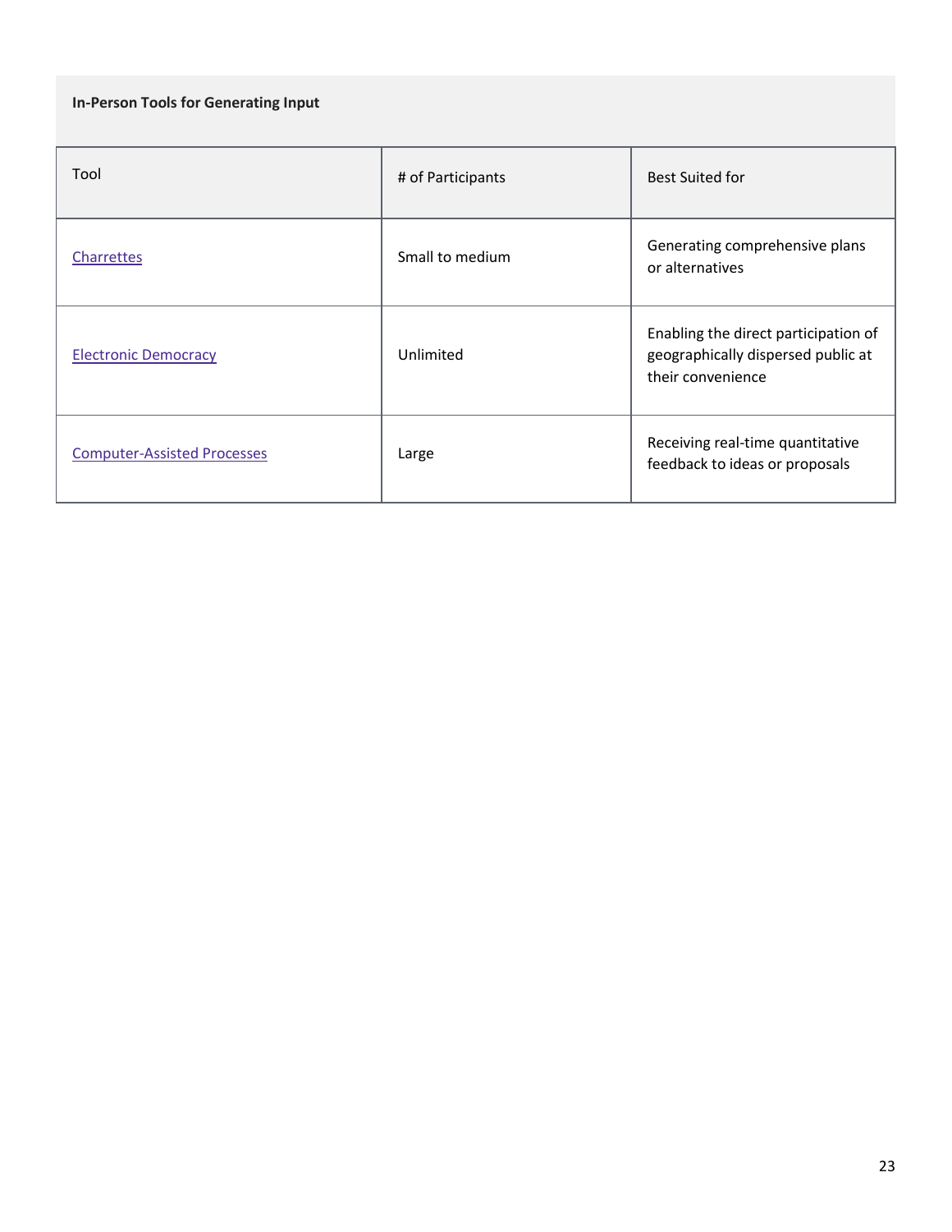**In-Person Tools for Generating Input**

| Tool | # of Participants | Best Suited for |
|---|---|---|
| Charrettes | Small to medium | Generating comprehensive plans or alternatives |
| Electronic Democracy | Unlimited | Enabling the direct participation of geographically dispersed public at their convenience |
| Computer-Assisted Processes | Large | Receiving real-time quantitative feedback to ideas or proposals |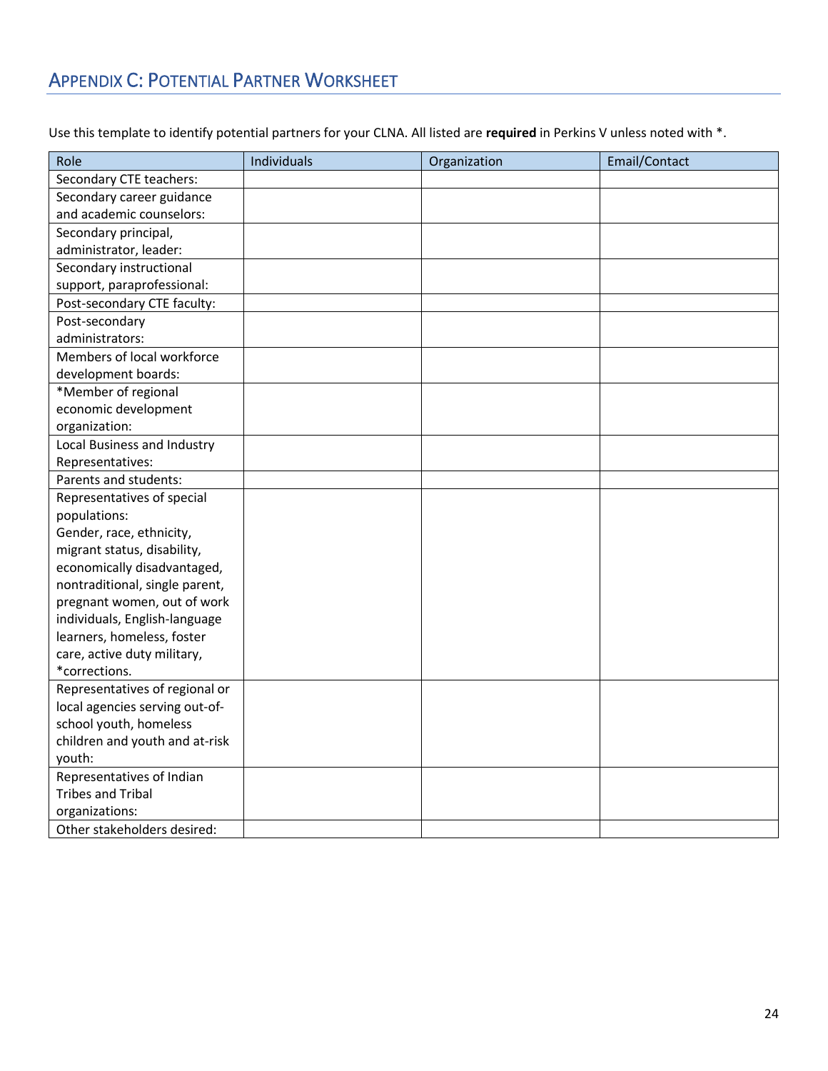## APPENDIX C: POTENTIAL PARTNER WORKSHEET

Use this template to identify potential partners for your CLNA. All listed are **required** in Perkins V unless noted with *.

| Role | Individuals | Organization | Email/Contact |
|---|---|---|---|
| Secondary CTE teachers: | | | |
| Secondary career guidance and academic counselors: | | | |
| Secondary principal, administrator, leader: | | | |
| Secondary instructional support, paraprofessional: | | | |
| Post-secondary CTE faculty: | | | |
| Post-secondary administrators: | | | |
| Members of local workforce development boards: | | | |
| *Member of regional economic development organization: | | | |
| Local Business and Industry Representatives: | | | |
| Parents and students: | | | |
| Representatives of special populations: Gender, race, ethnicity, migrant status, disability, economically disadvantaged, nontraditional, single parent, pregnant women, out of work individuals, English-language learners, homeless, foster care, active duty military, *corrections. | | | |
| Representatives of regional or local agencies serving out-of-school youth, homeless children and youth and at-risk youth: | | | |
| Representatives of Indian Tribes and Tribal organizations: | | | |
| Other stakeholders desired: | | | |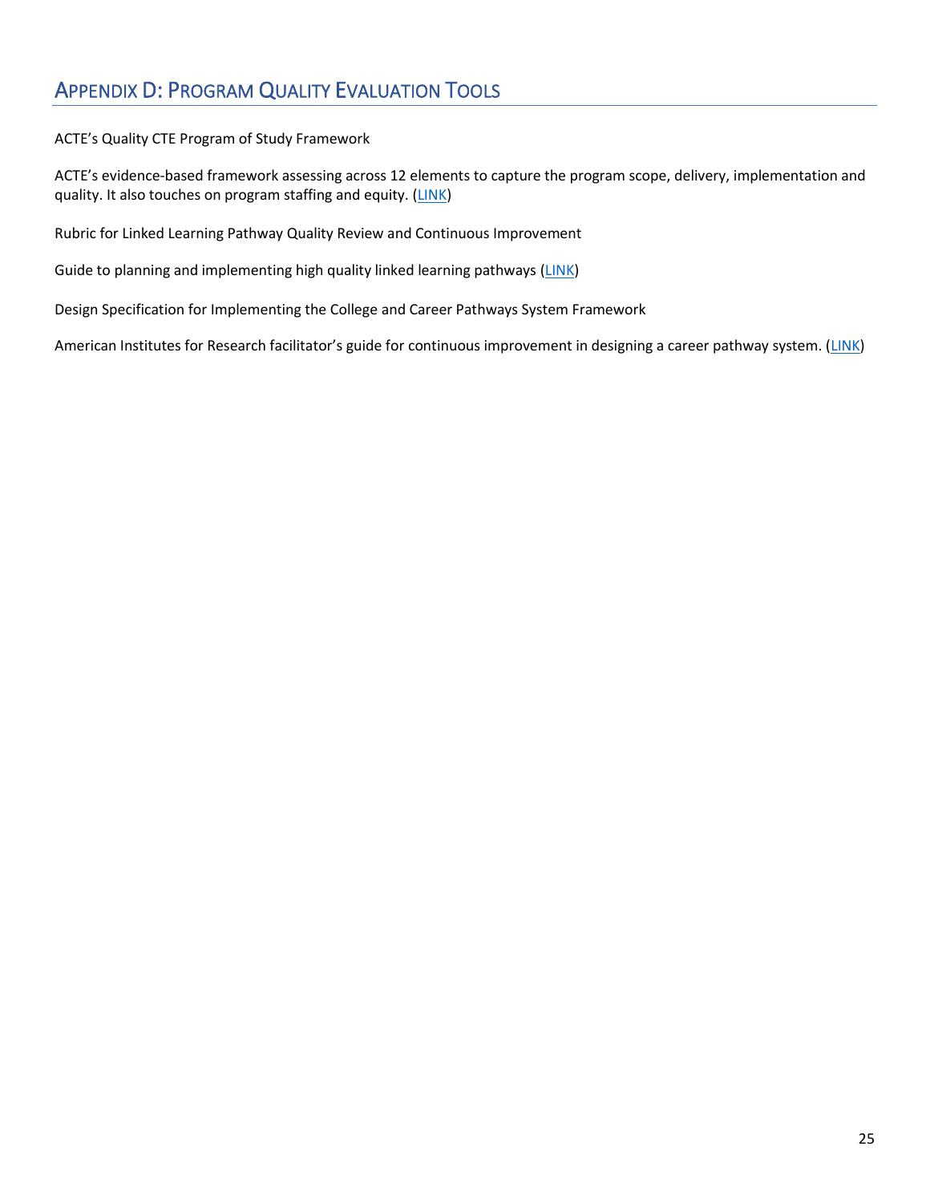## Appendix D: Program Quality Evaluation Tools

ACTE's Quality CTE Program of Study Framework

ACTE's evidence-based framework assessing across 12 elements to capture the program scope, delivery, implementation and quality. It also touches on program staffing and equity. (LINK)

Rubric for Linked Learning Pathway Quality Review and Continuous Improvement

Guide to planning and implementing high quality linked learning pathways (LINK)

Design Specification for Implementing the College and Career Pathways System Framework

American Institutes for Research facilitator's guide for continuous improvement in designing a career pathway system. (LINK)